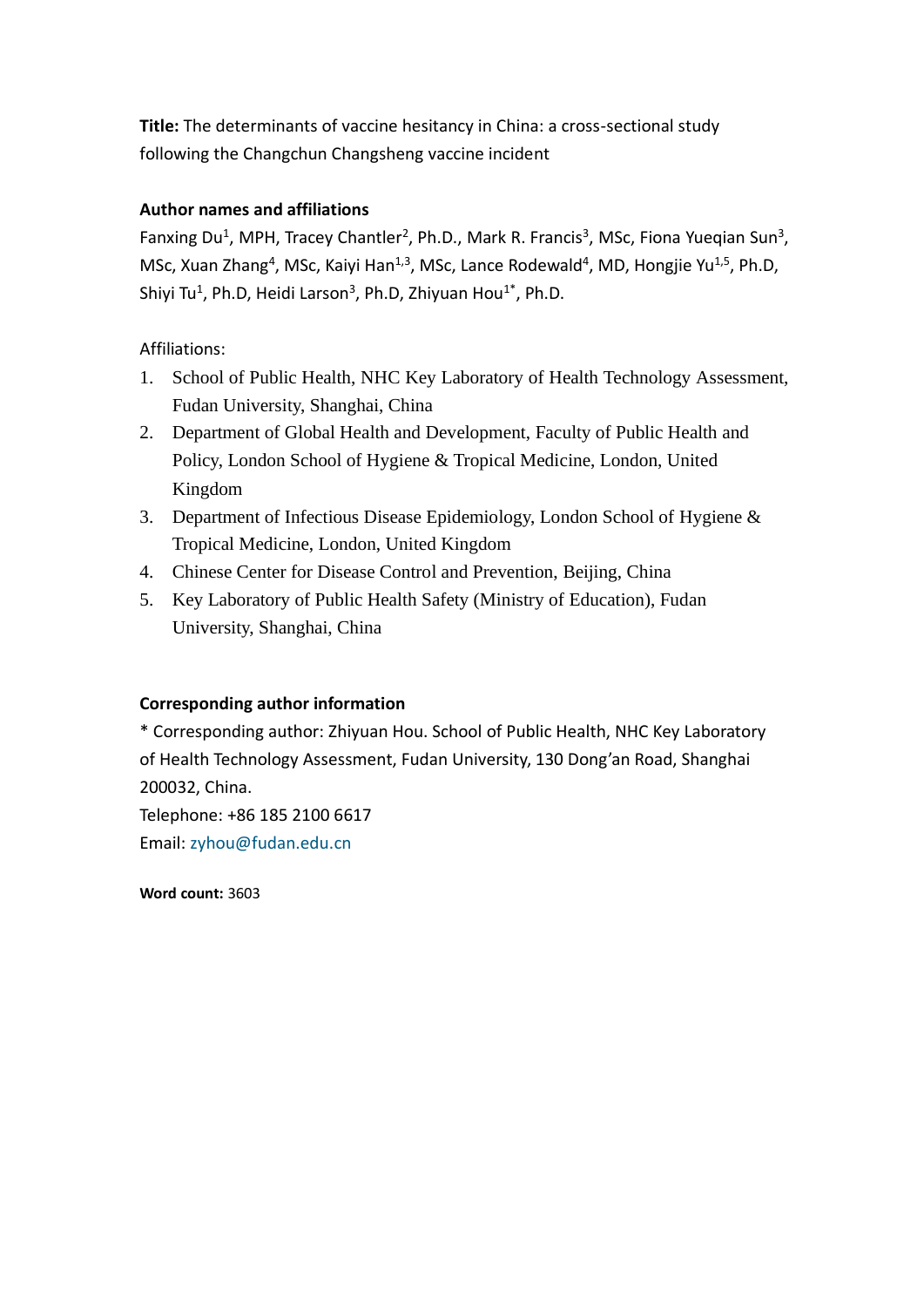**Title:** The determinants of vaccine hesitancy in China: a cross-sectional study following the Changchun Changsheng vaccine incident

**Author names and affiliations**

Fanxing Du[1], MPH, Tracey Chantler[2], Ph.D., Mark R. Francis[3], MSc, Fiona Yueqian Sun[3], MSc, Xuan Zhang[4], MSc, Kaiyi Han[1,3], MSc, Lance Rodewald[4], MD, Hongjie Yu[1,5], Ph.D, Shiyi Tu[1], Ph.D, Heidi Larson[3], Ph.D, Zhiyuan Hou[1*], Ph.D.

Affiliations:

1. School of Public Health, NHC Key Laboratory of Health Technology Assessment, Fudan University, Shanghai, China
2. Department of Global Health and Development, Faculty of Public Health and Policy, London School of Hygiene & Tropical Medicine, London, United Kingdom
3. Department of Infectious Disease Epidemiology, London School of Hygiene & Tropical Medicine, London, United Kingdom
4. Chinese Center for Disease Control and Prevention, Beijing, China
5. Key Laboratory of Public Health Safety (Ministry of Education), Fudan University, Shanghai, China

**Corresponding author information**

* Corresponding author: Zhiyuan Hou. School of Public Health, NHC Key Laboratory of Health Technology Assessment, Fudan University, 130 Dong'an Road, Shanghai 200032, China.

Telephone: +86 185 2100 6617

Email: zyhou@fudan.edu.cn

**Word count:** 3603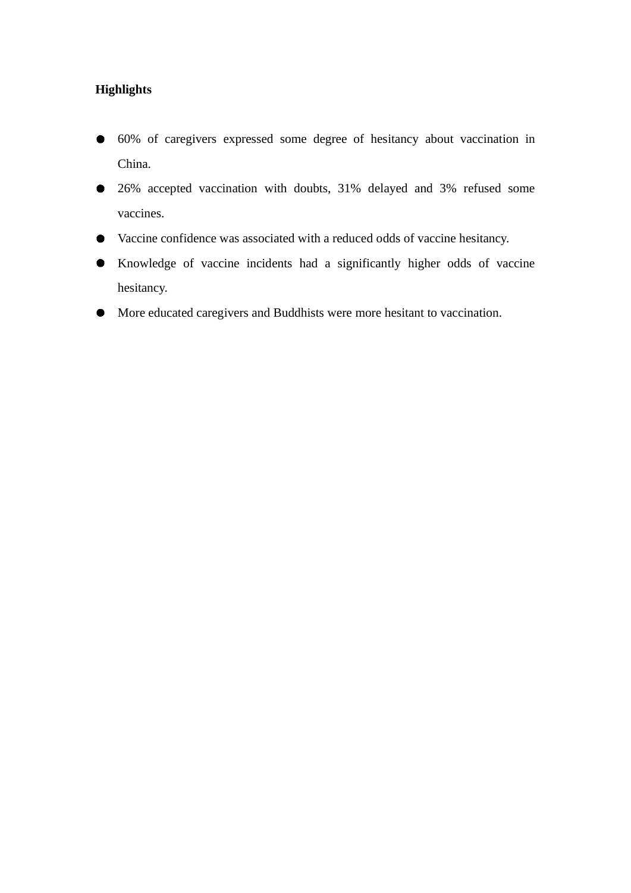**Highlights**

- 60% of caregivers expressed some degree of hesitancy about vaccination in China.
- 26% accepted vaccination with doubts, 31% delayed and 3% refused some vaccines.
- Vaccine confidence was associated with a reduced odds of vaccine hesitancy.
- Knowledge of vaccine incidents had a significantly higher odds of vaccine hesitancy.
- More educated caregivers and Buddhists were more hesitant to vaccination.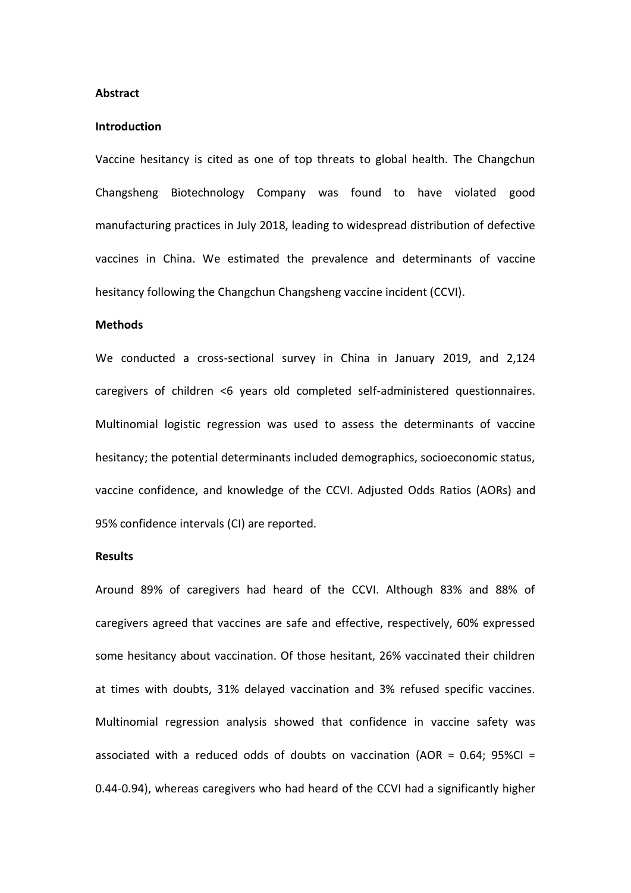**Abstract**

**Introduction**

Vaccine hesitancy is cited as one of top threats to global health. The Changchun Changsheng Biotechnology Company was found to have violated good manufacturing practices in July 2018, leading to widespread distribution of defective vaccines in China. We estimated the prevalence and determinants of vaccine hesitancy following the Changchun Changsheng vaccine incident (CCVI).

**Methods**

We conducted a cross-sectional survey in China in January 2019, and 2,124 caregivers of children <6 years old completed self-administered questionnaires. Multinomial logistic regression was used to assess the determinants of vaccine hesitancy; the potential determinants included demographics, socioeconomic status, vaccine confidence, and knowledge of the CCVI. Adjusted Odds Ratios (AORs) and 95% confidence intervals (CI) are reported.

**Results**

Around 89% of caregivers had heard of the CCVI. Although 83% and 88% of caregivers agreed that vaccines are safe and effective, respectively, 60% expressed some hesitancy about vaccination. Of those hesitant, 26% vaccinated their children at times with doubts, 31% delayed vaccination and 3% refused specific vaccines. Multinomial regression analysis showed that confidence in vaccine safety was associated with a reduced odds of doubts on vaccination (AOR = 0.64; 95%CI = 0.44-0.94), whereas caregivers who had heard of the CCVI had a significantly higher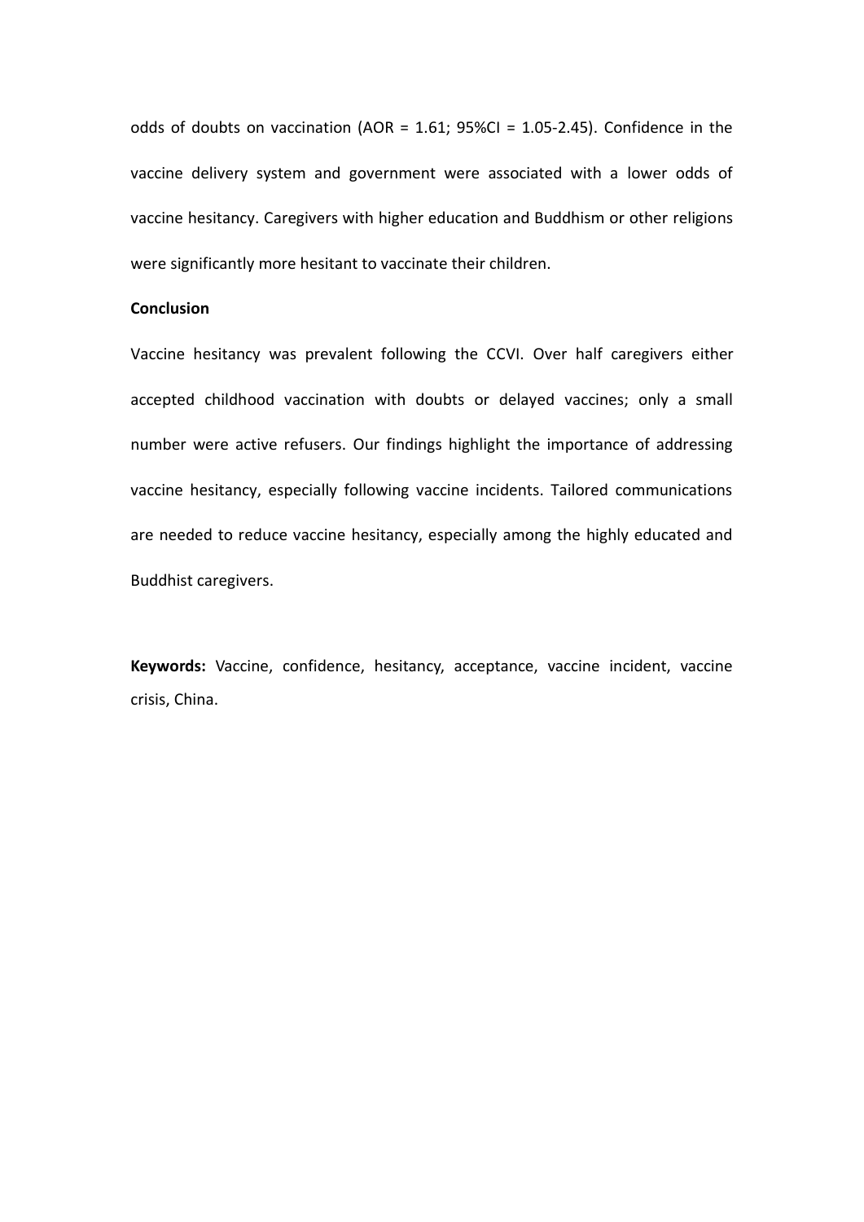odds of doubts on vaccination (AOR = 1.61; 95%CI = 1.05-2.45). Confidence in the vaccine delivery system and government were associated with a lower odds of vaccine hesitancy. Caregivers with higher education and Buddhism or other religions were significantly more hesitant to vaccinate their children.

**Conclusion**

Vaccine hesitancy was prevalent following the CCVI. Over half caregivers either accepted childhood vaccination with doubts or delayed vaccines; only a small number were active refusers. Our findings highlight the importance of addressing vaccine hesitancy, especially following vaccine incidents. Tailored communications are needed to reduce vaccine hesitancy, especially among the highly educated and Buddhist caregivers.

**Keywords:** Vaccine, confidence, hesitancy, acceptance, vaccine incident, vaccine crisis, China.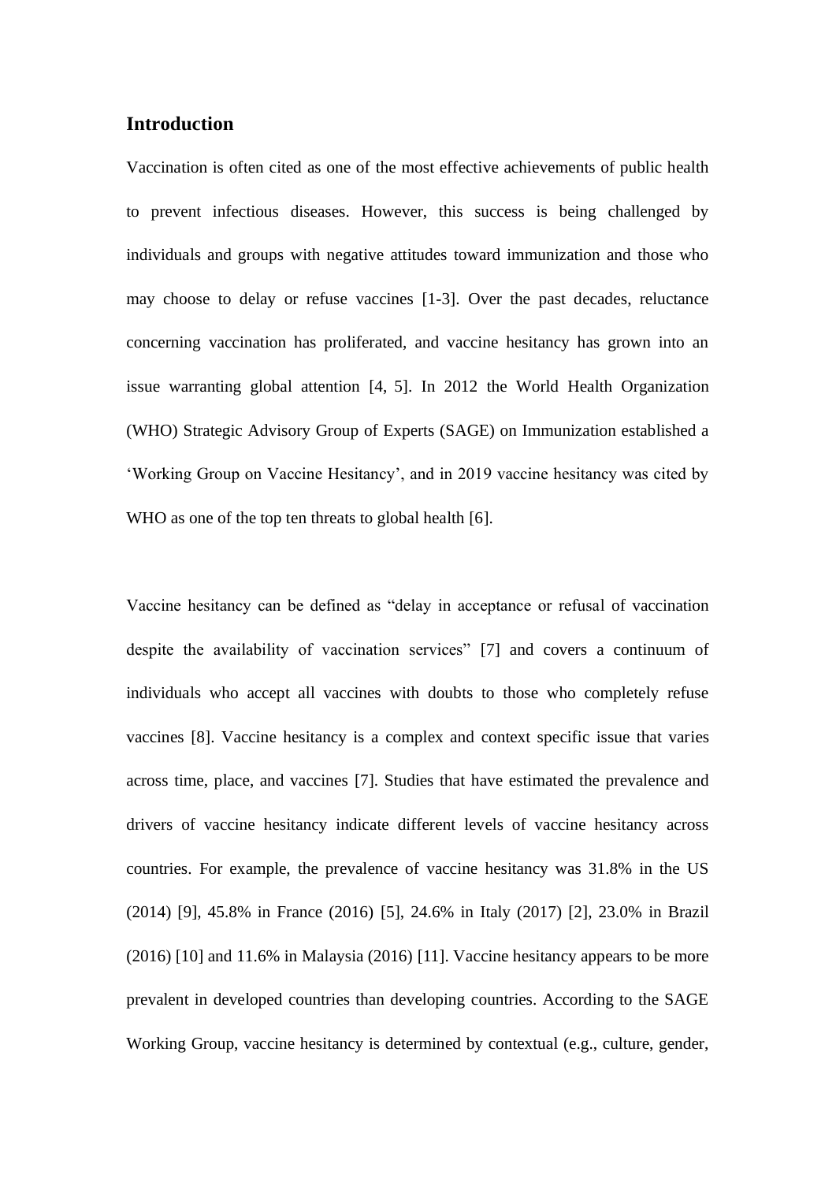## Introduction

Vaccination is often cited as one of the most effective achievements of public health to prevent infectious diseases. However, this success is being challenged by individuals and groups with negative attitudes toward immunization and those who may choose to delay or refuse vaccines [1-3]. Over the past decades, reluctance concerning vaccination has proliferated, and vaccine hesitancy has grown into an issue warranting global attention [4, 5]. In 2012 the World Health Organization (WHO) Strategic Advisory Group of Experts (SAGE) on Immunization established a 'Working Group on Vaccine Hesitancy', and in 2019 vaccine hesitancy was cited by WHO as one of the top ten threats to global health [6].

Vaccine hesitancy can be defined as "delay in acceptance or refusal of vaccination despite the availability of vaccination services" [7] and covers a continuum of individuals who accept all vaccines with doubts to those who completely refuse vaccines [8]. Vaccine hesitancy is a complex and context specific issue that varies across time, place, and vaccines [7]. Studies that have estimated the prevalence and drivers of vaccine hesitancy indicate different levels of vaccine hesitancy across countries. For example, the prevalence of vaccine hesitancy was 31.8% in the US (2014) [9], 45.8% in France (2016) [5], 24.6% in Italy (2017) [2], 23.0% in Brazil (2016) [10] and 11.6% in Malaysia (2016) [11]. Vaccine hesitancy appears to be more prevalent in developed countries than developing countries. According to the SAGE Working Group, vaccine hesitancy is determined by contextual (e.g., culture, gender,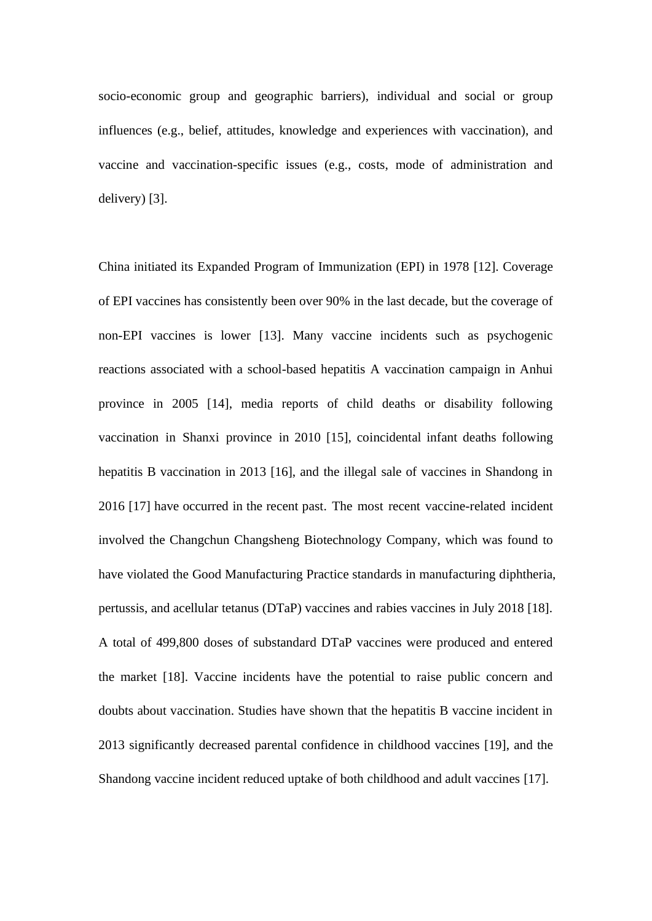socio-economic group and geographic barriers), individual and social or group influences (e.g., belief, attitudes, knowledge and experiences with vaccination), and vaccine and vaccination-specific issues (e.g., costs, mode of administration and delivery) [3].

China initiated its Expanded Program of Immunization (EPI) in 1978 [12]. Coverage of EPI vaccines has consistently been over 90% in the last decade, but the coverage of non-EPI vaccines is lower [13]. Many vaccine incidents such as psychogenic reactions associated with a school-based hepatitis A vaccination campaign in Anhui province in 2005 [14], media reports of child deaths or disability following vaccination in Shanxi province in 2010 [15], coincidental infant deaths following hepatitis B vaccination in 2013 [16], and the illegal sale of vaccines in Shandong in 2016 [17] have occurred in the recent past. The most recent vaccine-related incident involved the Changchun Changsheng Biotechnology Company, which was found to have violated the Good Manufacturing Practice standards in manufacturing diphtheria, pertussis, and acellular tetanus (DTaP) vaccines and rabies vaccines in July 2018 [18]. A total of 499,800 doses of substandard DTaP vaccines were produced and entered the market [18]. Vaccine incidents have the potential to raise public concern and doubts about vaccination. Studies have shown that the hepatitis B vaccine incident in 2013 significantly decreased parental confidence in childhood vaccines [19], and the Shandong vaccine incident reduced uptake of both childhood and adult vaccines [17].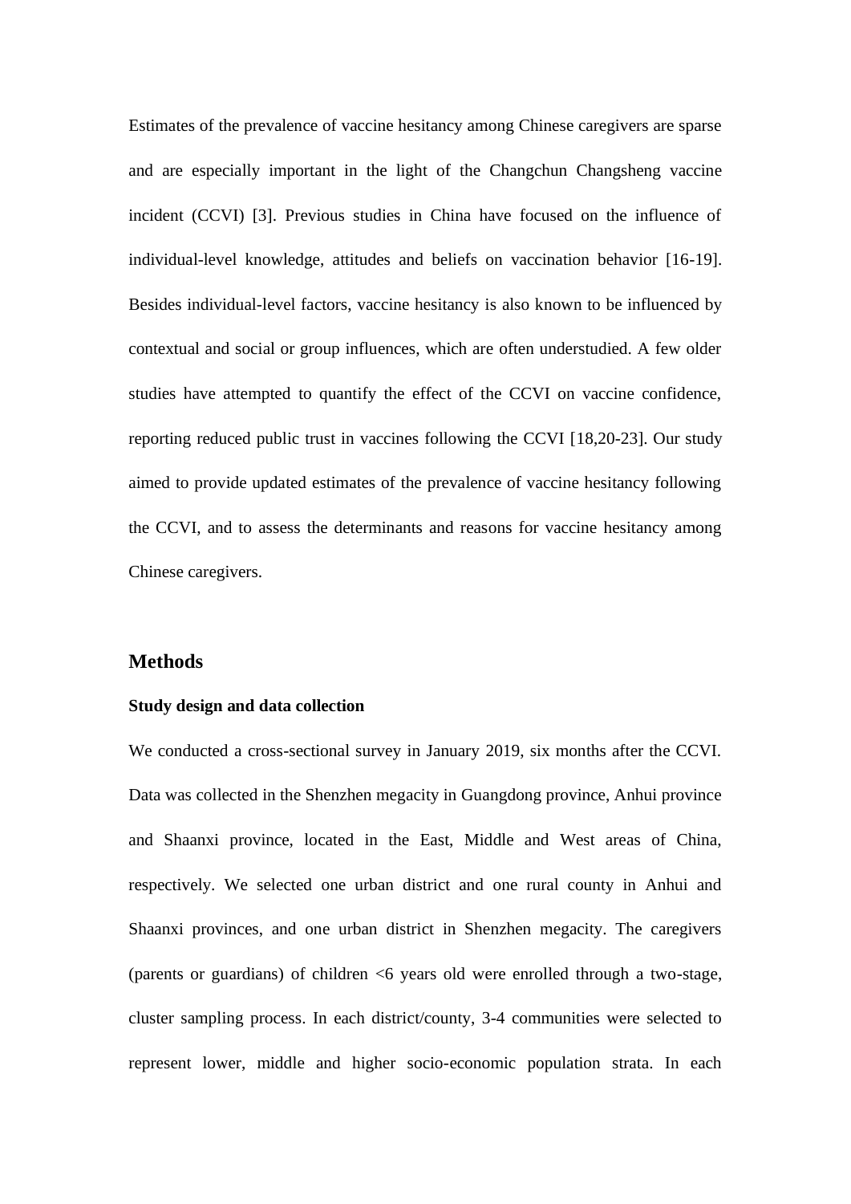Estimates of the prevalence of vaccine hesitancy among Chinese caregivers are sparse and are especially important in the light of the Changchun Changsheng vaccine incident (CCVI) [3]. Previous studies in China have focused on the influence of individual-level knowledge, attitudes and beliefs on vaccination behavior [16-19]. Besides individual-level factors, vaccine hesitancy is also known to be influenced by contextual and social or group influences, which are often understudied. A few older studies have attempted to quantify the effect of the CCVI on vaccine confidence, reporting reduced public trust in vaccines following the CCVI [18,20-23]. Our study aimed to provide updated estimates of the prevalence of vaccine hesitancy following the CCVI, and to assess the determinants and reasons for vaccine hesitancy among Chinese caregivers.

## Methods

### Study design and data collection

We conducted a cross-sectional survey in January 2019, six months after the CCVI. Data was collected in the Shenzhen megacity in Guangdong province, Anhui province and Shaanxi province, located in the East, Middle and West areas of China, respectively. We selected one urban district and one rural county in Anhui and Shaanxi provinces, and one urban district in Shenzhen megacity. The caregivers (parents or guardians) of children <6 years old were enrolled through a two-stage, cluster sampling process. In each district/county, 3-4 communities were selected to represent lower, middle and higher socio-economic population strata. In each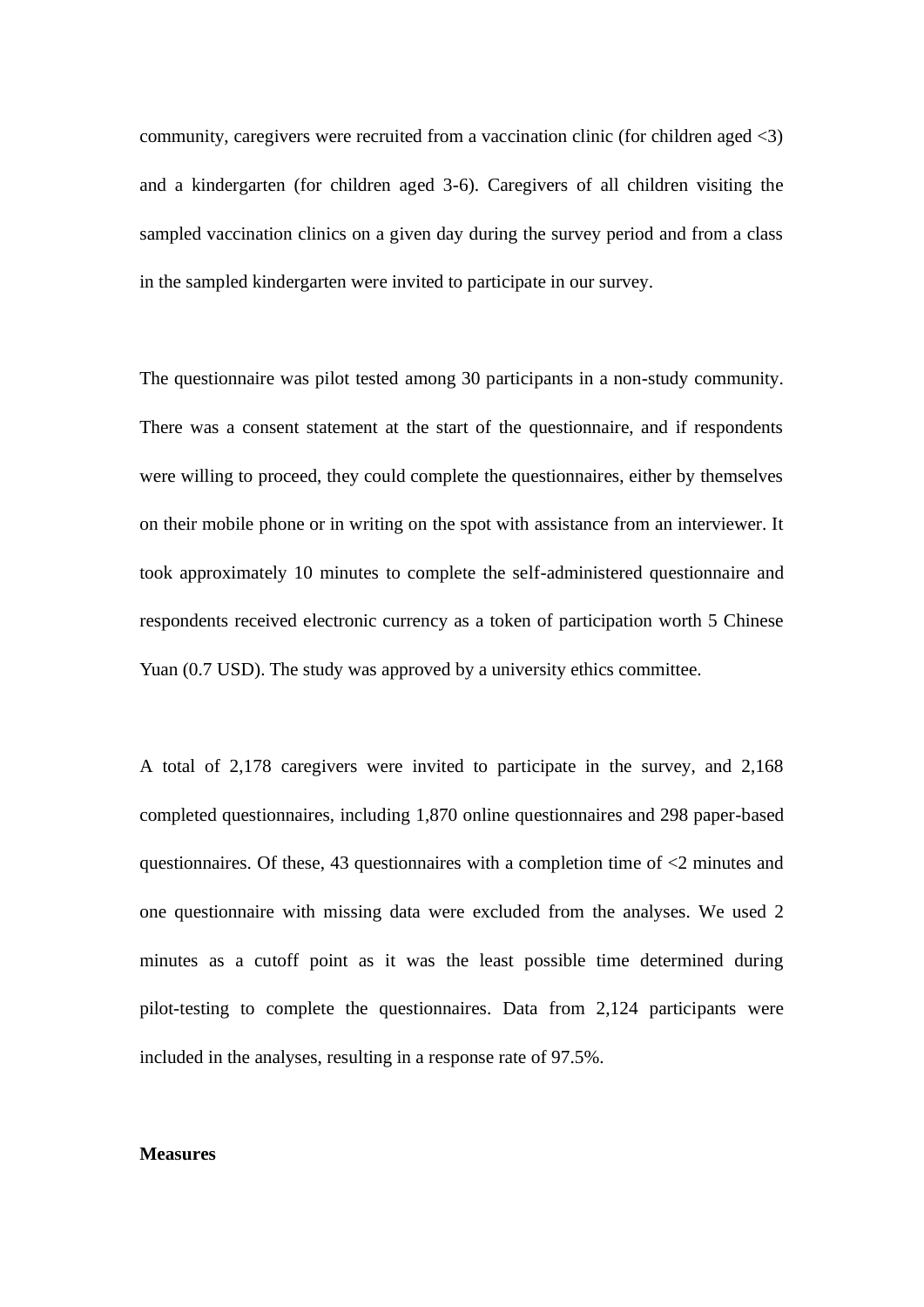community, caregivers were recruited from a vaccination clinic (for children aged <3) and a kindergarten (for children aged 3-6). Caregivers of all children visiting the sampled vaccination clinics on a given day during the survey period and from a class in the sampled kindergarten were invited to participate in our survey.

The questionnaire was pilot tested among 30 participants in a non-study community. There was a consent statement at the start of the questionnaire, and if respondents were willing to proceed, they could complete the questionnaires, either by themselves on their mobile phone or in writing on the spot with assistance from an interviewer. It took approximately 10 minutes to complete the self-administered questionnaire and respondents received electronic currency as a token of participation worth 5 Chinese Yuan (0.7 USD). The study was approved by a university ethics committee.

A total of 2,178 caregivers were invited to participate in the survey, and 2,168 completed questionnaires, including 1,870 online questionnaires and 298 paper-based questionnaires. Of these, 43 questionnaires with a completion time of <2 minutes and one questionnaire with missing data were excluded from the analyses. We used 2 minutes as a cutoff point as it was the least possible time determined during pilot-testing to complete the questionnaires. Data from 2,124 participants were included in the analyses, resulting in a response rate of 97.5%.

**Measures**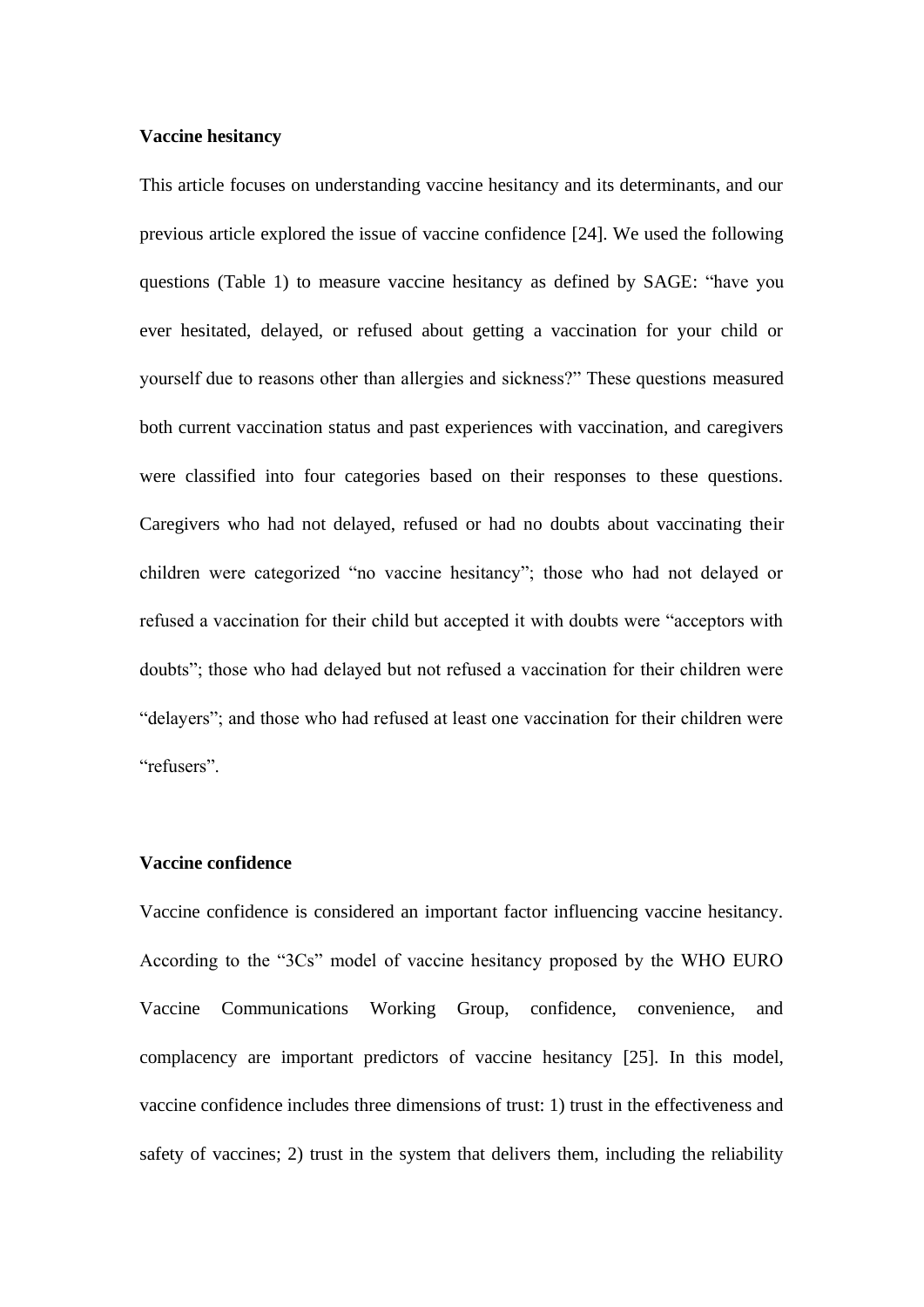**Vaccine hesitancy**

This article focuses on understanding vaccine hesitancy and its determinants, and our previous article explored the issue of vaccine confidence [24]. We used the following questions (Table 1) to measure vaccine hesitancy as defined by SAGE: "have you ever hesitated, delayed, or refused about getting a vaccination for your child or yourself due to reasons other than allergies and sickness?" These questions measured both current vaccination status and past experiences with vaccination, and caregivers were classified into four categories based on their responses to these questions. Caregivers who had not delayed, refused or had no doubts about vaccinating their children were categorized "no vaccine hesitancy"; those who had not delayed or refused a vaccination for their child but accepted it with doubts were "acceptors with doubts"; those who had delayed but not refused a vaccination for their children were "delayers"; and those who had refused at least one vaccination for their children were "refusers".

**Vaccine confidence**

Vaccine confidence is considered an important factor influencing vaccine hesitancy. According to the "3Cs" model of vaccine hesitancy proposed by the WHO EURO Vaccine Communications Working Group, confidence, convenience, and complacency are important predictors of vaccine hesitancy [25]. In this model, vaccine confidence includes three dimensions of trust: 1) trust in the effectiveness and safety of vaccines; 2) trust in the system that delivers them, including the reliability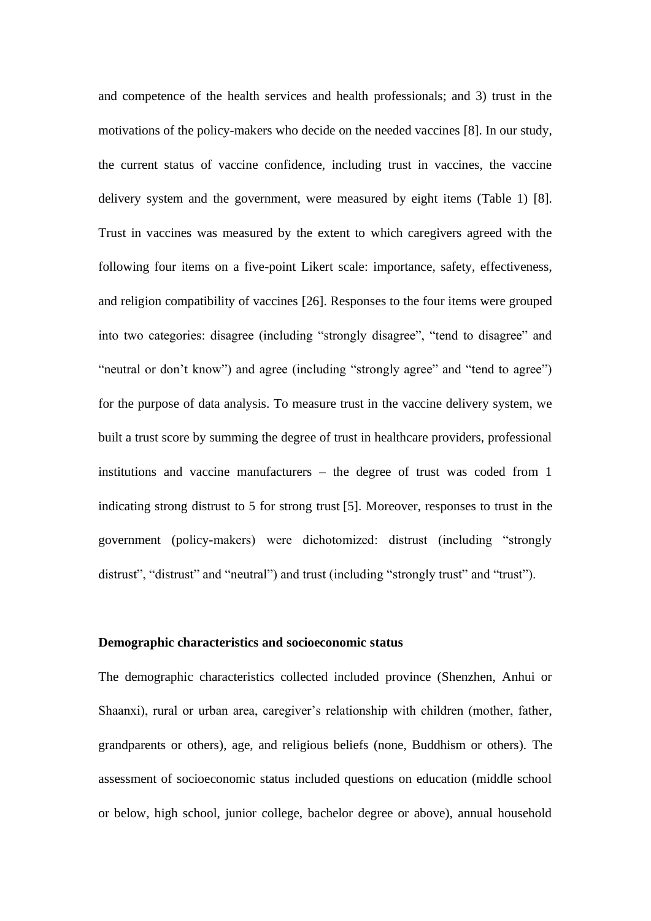and competence of the health services and health professionals; and 3) trust in the motivations of the policy-makers who decide on the needed vaccines [8]. In our study, the current status of vaccine confidence, including trust in vaccines, the vaccine delivery system and the government, were measured by eight items (Table 1) [8]. Trust in vaccines was measured by the extent to which caregivers agreed with the following four items on a five-point Likert scale: importance, safety, effectiveness, and religion compatibility of vaccines [26]. Responses to the four items were grouped into two categories: disagree (including "strongly disagree", "tend to disagree" and "neutral or don't know") and agree (including "strongly agree" and "tend to agree") for the purpose of data analysis. To measure trust in the vaccine delivery system, we built a trust score by summing the degree of trust in healthcare providers, professional institutions and vaccine manufacturers – the degree of trust was coded from 1 indicating strong distrust to 5 for strong trust [5]. Moreover, responses to trust in the government (policy-makers) were dichotomized: distrust (including "strongly distrust", "distrust" and "neutral") and trust (including "strongly trust" and "trust").

### Demographic characteristics and socioeconomic status

The demographic characteristics collected included province (Shenzhen, Anhui or Shaanxi), rural or urban area, caregiver's relationship with children (mother, father, grandparents or others), age, and religious beliefs (none, Buddhism or others). The assessment of socioeconomic status included questions on education (middle school or below, high school, junior college, bachelor degree or above), annual household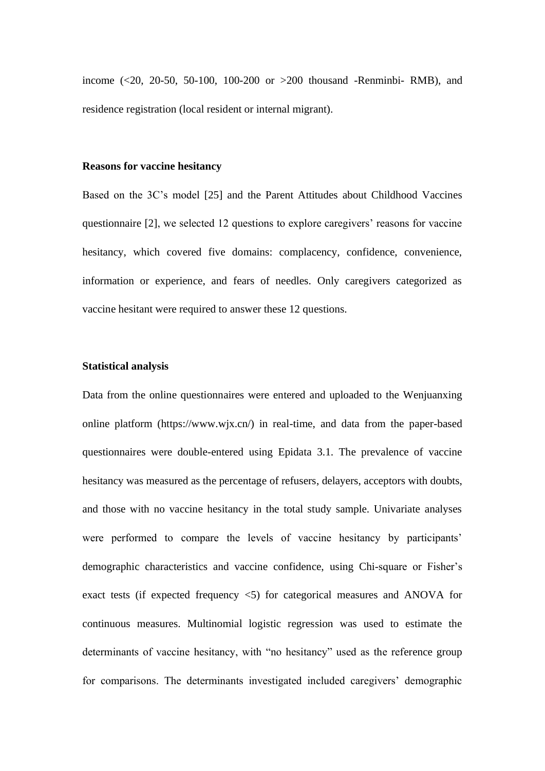income (<20, 20-50, 50-100, 100-200 or >200 thousand -Renminbi- RMB), and residence registration (local resident or internal migrant).

### Reasons for vaccine hesitancy

Based on the 3C's model [25] and the Parent Attitudes about Childhood Vaccines questionnaire [2], we selected 12 questions to explore caregivers' reasons for vaccine hesitancy, which covered five domains: complacency, confidence, convenience, information or experience, and fears of needles. Only caregivers categorized as vaccine hesitant were required to answer these 12 questions.

### Statistical analysis

Data from the online questionnaires were entered and uploaded to the Wenjuanxing online platform (https://www.wjx.cn/) in real-time, and data from the paper-based questionnaires were double-entered using Epidata 3.1. The prevalence of vaccine hesitancy was measured as the percentage of refusers, delayers, acceptors with doubts, and those with no vaccine hesitancy in the total study sample. Univariate analyses were performed to compare the levels of vaccine hesitancy by participants' demographic characteristics and vaccine confidence, using Chi-square or Fisher's exact tests (if expected frequency <5) for categorical measures and ANOVA for continuous measures. Multinomial logistic regression was used to estimate the determinants of vaccine hesitancy, with "no hesitancy" used as the reference group for comparisons. The determinants investigated included caregivers' demographic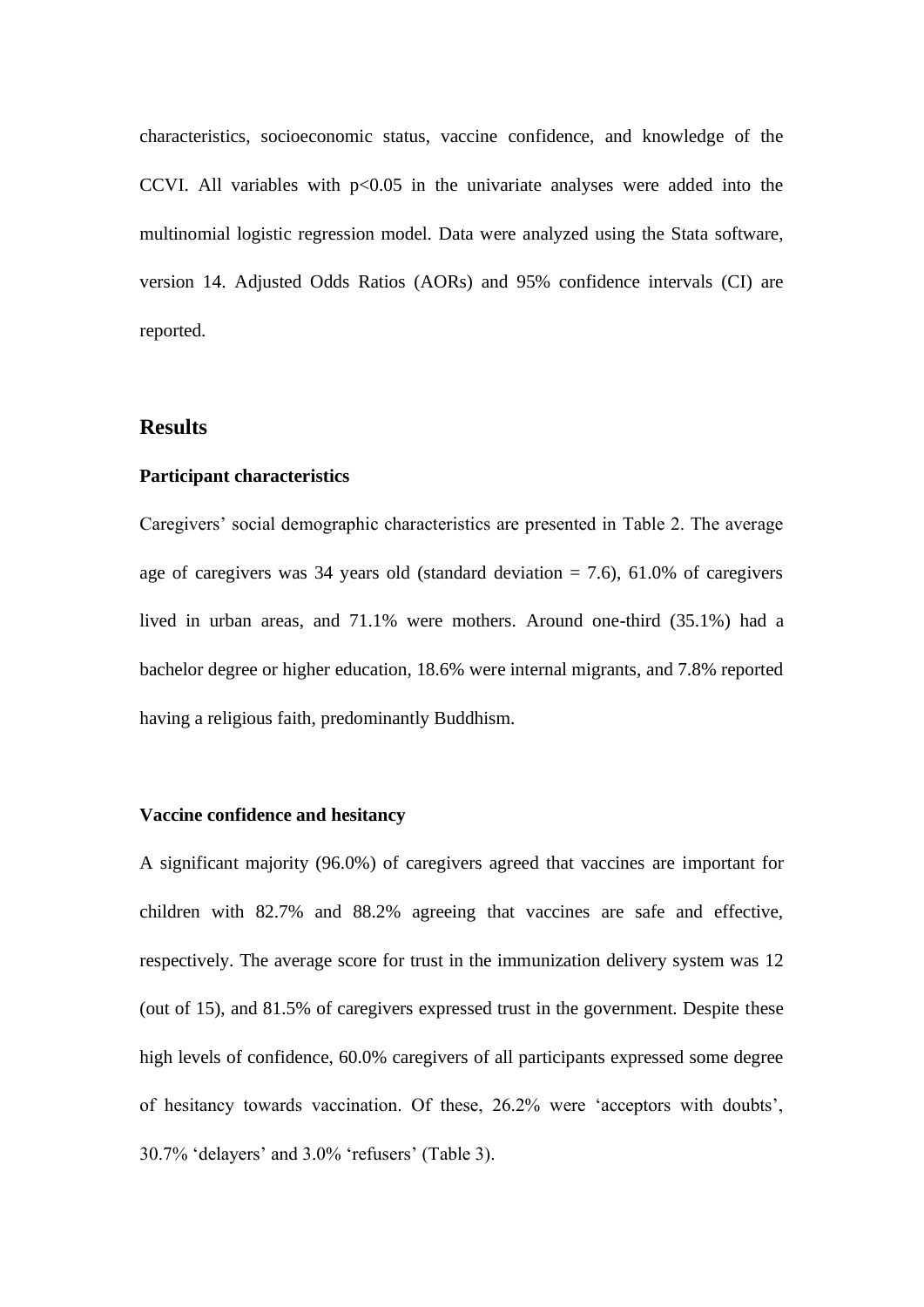characteristics, socioeconomic status, vaccine confidence, and knowledge of the CCVI. All variables with $p<0.05$ in the univariate analyses were added into the multinomial logistic regression model. Data were analyzed using the Stata software, version 14. Adjusted Odds Ratios (AORs) and 95% confidence intervals (CI) are reported.

## Results

### Participant characteristics

Caregivers' social demographic characteristics are presented in Table 2. The average age of caregivers was 34 years old (standard deviation = 7.6), 61.0% of caregivers lived in urban areas, and 71.1% were mothers. Around one-third (35.1%) had a bachelor degree or higher education, 18.6% were internal migrants, and 7.8% reported having a religious faith, predominantly Buddhism.

### Vaccine confidence and hesitancy

A significant majority (96.0%) of caregivers agreed that vaccines are important for children with 82.7% and 88.2% agreeing that vaccines are safe and effective, respectively. The average score for trust in the immunization delivery system was 12 (out of 15), and 81.5% of caregivers expressed trust in the government. Despite these high levels of confidence, 60.0% caregivers of all participants expressed some degree of hesitancy towards vaccination. Of these, 26.2% were 'acceptors with doubts', 30.7% 'delayers' and 3.0% 'refusers' (Table 3).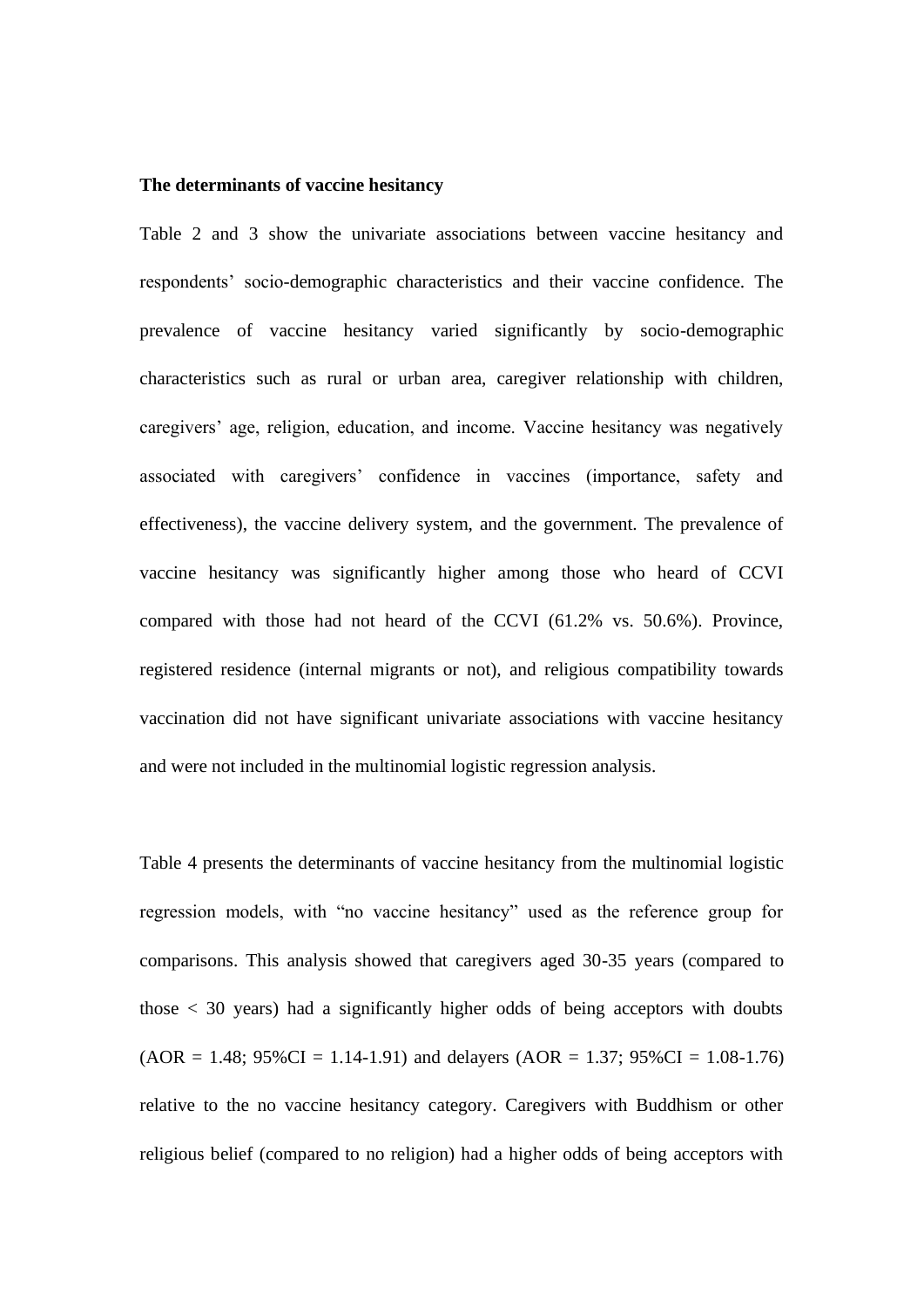**The determinants of vaccine hesitancy**

Table 2 and 3 show the univariate associations between vaccine hesitancy and respondents' socio-demographic characteristics and their vaccine confidence. The prevalence of vaccine hesitancy varied significantly by socio-demographic characteristics such as rural or urban area, caregiver relationship with children, caregivers' age, religion, education, and income. Vaccine hesitancy was negatively associated with caregivers' confidence in vaccines (importance, safety and effectiveness), the vaccine delivery system, and the government. The prevalence of vaccine hesitancy was significantly higher among those who heard of CCVI compared with those had not heard of the CCVI (61.2% vs. 50.6%). Province, registered residence (internal migrants or not), and religious compatibility towards vaccination did not have significant univariate associations with vaccine hesitancy and were not included in the multinomial logistic regression analysis.

Table 4 presents the determinants of vaccine hesitancy from the multinomial logistic regression models, with "no vaccine hesitancy" used as the reference group for comparisons. This analysis showed that caregivers aged 30-35 years (compared to those < 30 years) had a significantly higher odds of being acceptors with doubts (AOR = 1.48; 95%CI = 1.14-1.91) and delayers (AOR = 1.37; 95%CI = 1.08-1.76) relative to the no vaccine hesitancy category. Caregivers with Buddhism or other religious belief (compared to no religion) had a higher odds of being acceptors with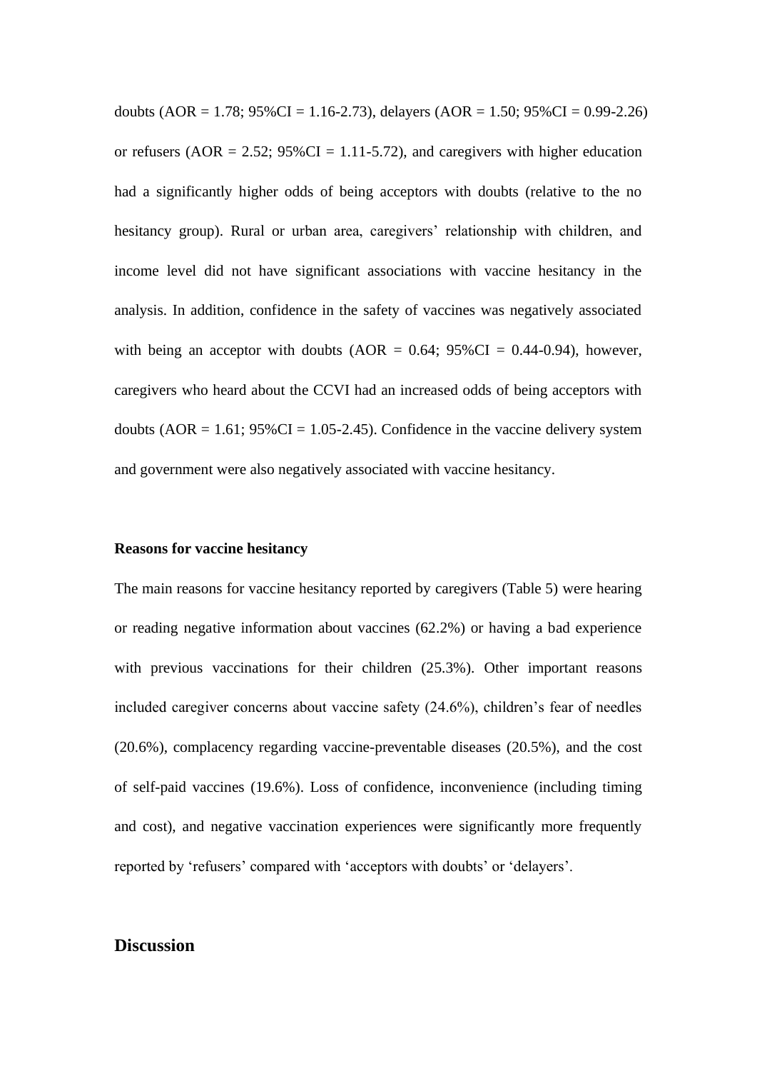doubts (AOR = 1.78; 95%CI = 1.16-2.73), delayers (AOR = 1.50; 95%CI = 0.99-2.26) or refusers (AOR = 2.52; 95%CI = 1.11-5.72), and caregivers with higher education had a significantly higher odds of being acceptors with doubts (relative to the no hesitancy group). Rural or urban area, caregivers' relationship with children, and income level did not have significant associations with vaccine hesitancy in the analysis. In addition, confidence in the safety of vaccines was negatively associated with being an acceptor with doubts (AOR = 0.64; 95%CI = 0.44-0.94), however, caregivers who heard about the CCVI had an increased odds of being acceptors with doubts (AOR = 1.61; 95%CI = 1.05-2.45). Confidence in the vaccine delivery system and government were also negatively associated with vaccine hesitancy.

### Reasons for vaccine hesitancy

The main reasons for vaccine hesitancy reported by caregivers (Table 5) were hearing or reading negative information about vaccines (62.2%) or having a bad experience with previous vaccinations for their children (25.3%). Other important reasons included caregiver concerns about vaccine safety (24.6%), children's fear of needles (20.6%), complacency regarding vaccine-preventable diseases (20.5%), and the cost of self-paid vaccines (19.6%). Loss of confidence, inconvenience (including timing and cost), and negative vaccination experiences were significantly more frequently reported by 'refusers' compared with 'acceptors with doubts' or 'delayers'.

## Discussion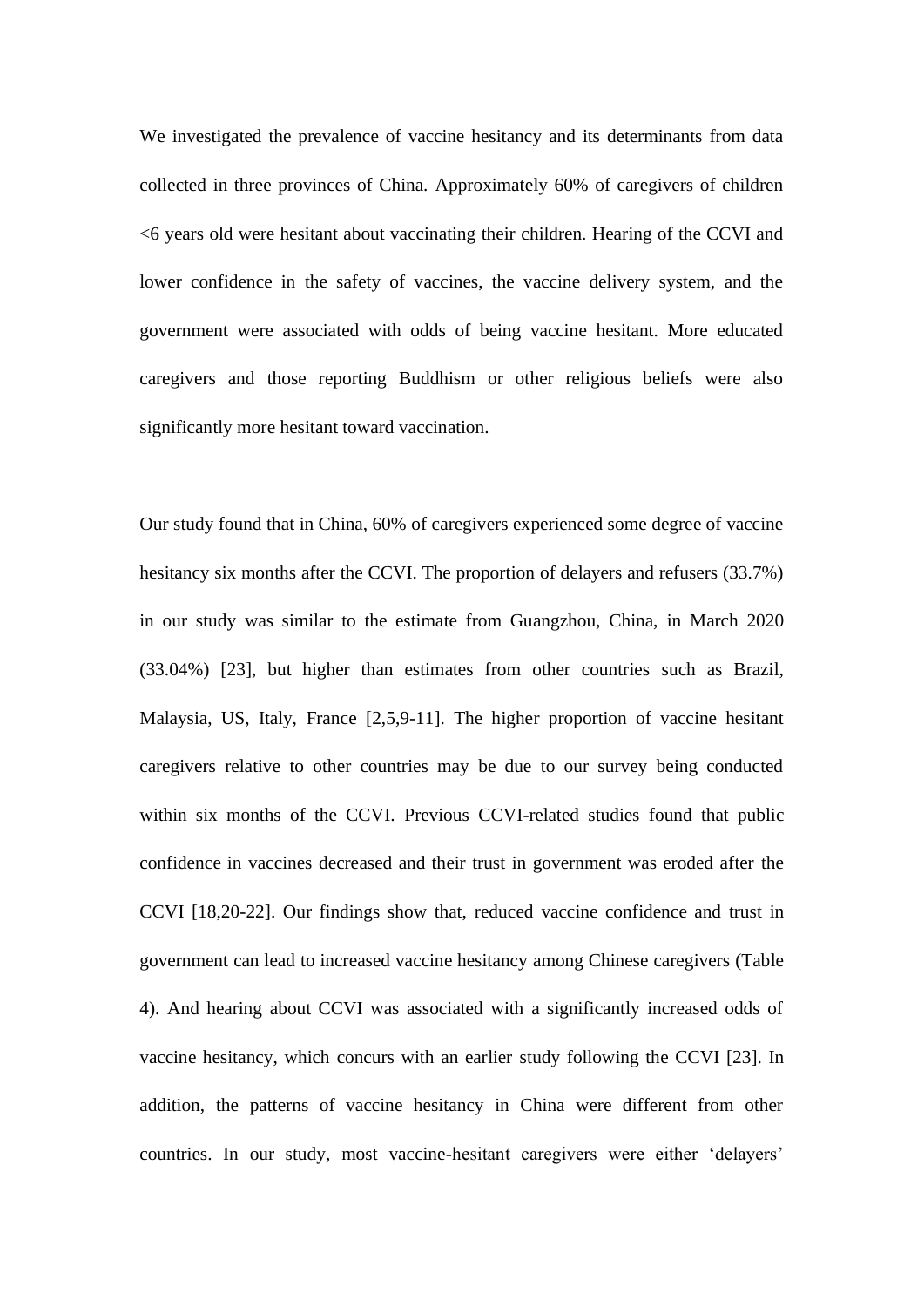We investigated the prevalence of vaccine hesitancy and its determinants from data collected in three provinces of China. Approximately 60% of caregivers of children <6 years old were hesitant about vaccinating their children. Hearing of the CCVI and lower confidence in the safety of vaccines, the vaccine delivery system, and the government were associated with odds of being vaccine hesitant. More educated caregivers and those reporting Buddhism or other religious beliefs were also significantly more hesitant toward vaccination.

Our study found that in China, 60% of caregivers experienced some degree of vaccine hesitancy six months after the CCVI. The proportion of delayers and refusers (33.7%) in our study was similar to the estimate from Guangzhou, China, in March 2020 (33.04%) [23], but higher than estimates from other countries such as Brazil, Malaysia, US, Italy, France [2,5,9-11]. The higher proportion of vaccine hesitant caregivers relative to other countries may be due to our survey being conducted within six months of the CCVI. Previous CCVI-related studies found that public confidence in vaccines decreased and their trust in government was eroded after the CCVI [18,20-22]. Our findings show that, reduced vaccine confidence and trust in government can lead to increased vaccine hesitancy among Chinese caregivers (Table 4). And hearing about CCVI was associated with a significantly increased odds of vaccine hesitancy, which concurs with an earlier study following the CCVI [23]. In addition, the patterns of vaccine hesitancy in China were different from other countries. In our study, most vaccine-hesitant caregivers were either 'delayers'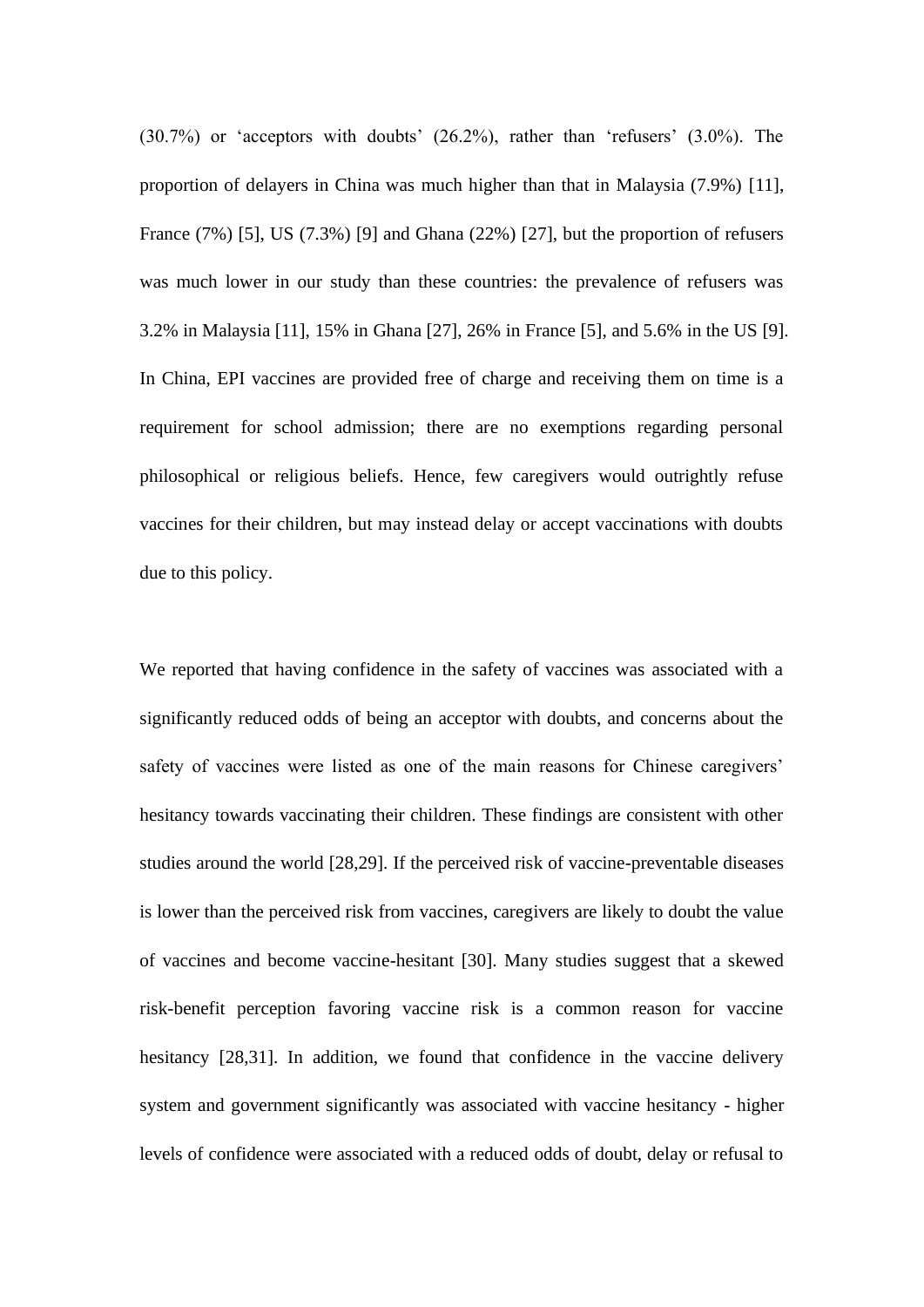(30.7%) or 'acceptors with doubts' (26.2%), rather than 'refusers' (3.0%). The proportion of delayers in China was much higher than that in Malaysia (7.9%) [11], France (7%) [5], US (7.3%) [9] and Ghana (22%) [27], but the proportion of refusers was much lower in our study than these countries: the prevalence of refusers was 3.2% in Malaysia [11], 15% in Ghana [27], 26% in France [5], and 5.6% in the US [9]. In China, EPI vaccines are provided free of charge and receiving them on time is a requirement for school admission; there are no exemptions regarding personal philosophical or religious beliefs. Hence, few caregivers would outrightly refuse vaccines for their children, but may instead delay or accept vaccinations with doubts due to this policy.

We reported that having confidence in the safety of vaccines was associated with a significantly reduced odds of being an acceptor with doubts, and concerns about the safety of vaccines were listed as one of the main reasons for Chinese caregivers' hesitancy towards vaccinating their children. These findings are consistent with other studies around the world [28,29]. If the perceived risk of vaccine-preventable diseases is lower than the perceived risk from vaccines, caregivers are likely to doubt the value of vaccines and become vaccine-hesitant [30]. Many studies suggest that a skewed risk-benefit perception favoring vaccine risk is a common reason for vaccine hesitancy [28,31]. In addition, we found that confidence in the vaccine delivery system and government significantly was associated with vaccine hesitancy - higher levels of confidence were associated with a reduced odds of doubt, delay or refusal to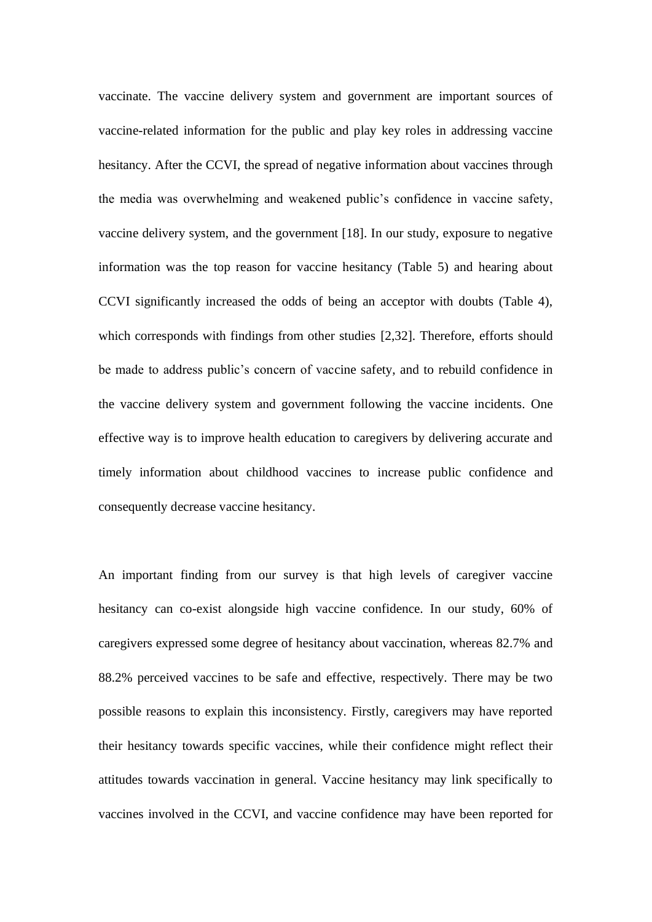vaccinate. The vaccine delivery system and government are important sources of vaccine-related information for the public and play key roles in addressing vaccine hesitancy. After the CCVI, the spread of negative information about vaccines through the media was overwhelming and weakened public's confidence in vaccine safety, vaccine delivery system, and the government [18]. In our study, exposure to negative information was the top reason for vaccine hesitancy (Table 5) and hearing about CCVI significantly increased the odds of being an acceptor with doubts (Table 4), which corresponds with findings from other studies [2,32]. Therefore, efforts should be made to address public's concern of vaccine safety, and to rebuild confidence in the vaccine delivery system and government following the vaccine incidents. One effective way is to improve health education to caregivers by delivering accurate and timely information about childhood vaccines to increase public confidence and consequently decrease vaccine hesitancy.

An important finding from our survey is that high levels of caregiver vaccine hesitancy can co-exist alongside high vaccine confidence. In our study, 60% of caregivers expressed some degree of hesitancy about vaccination, whereas 82.7% and 88.2% perceived vaccines to be safe and effective, respectively. There may be two possible reasons to explain this inconsistency. Firstly, caregivers may have reported their hesitancy towards specific vaccines, while their confidence might reflect their attitudes towards vaccination in general. Vaccine hesitancy may link specifically to vaccines involved in the CCVI, and vaccine confidence may have been reported for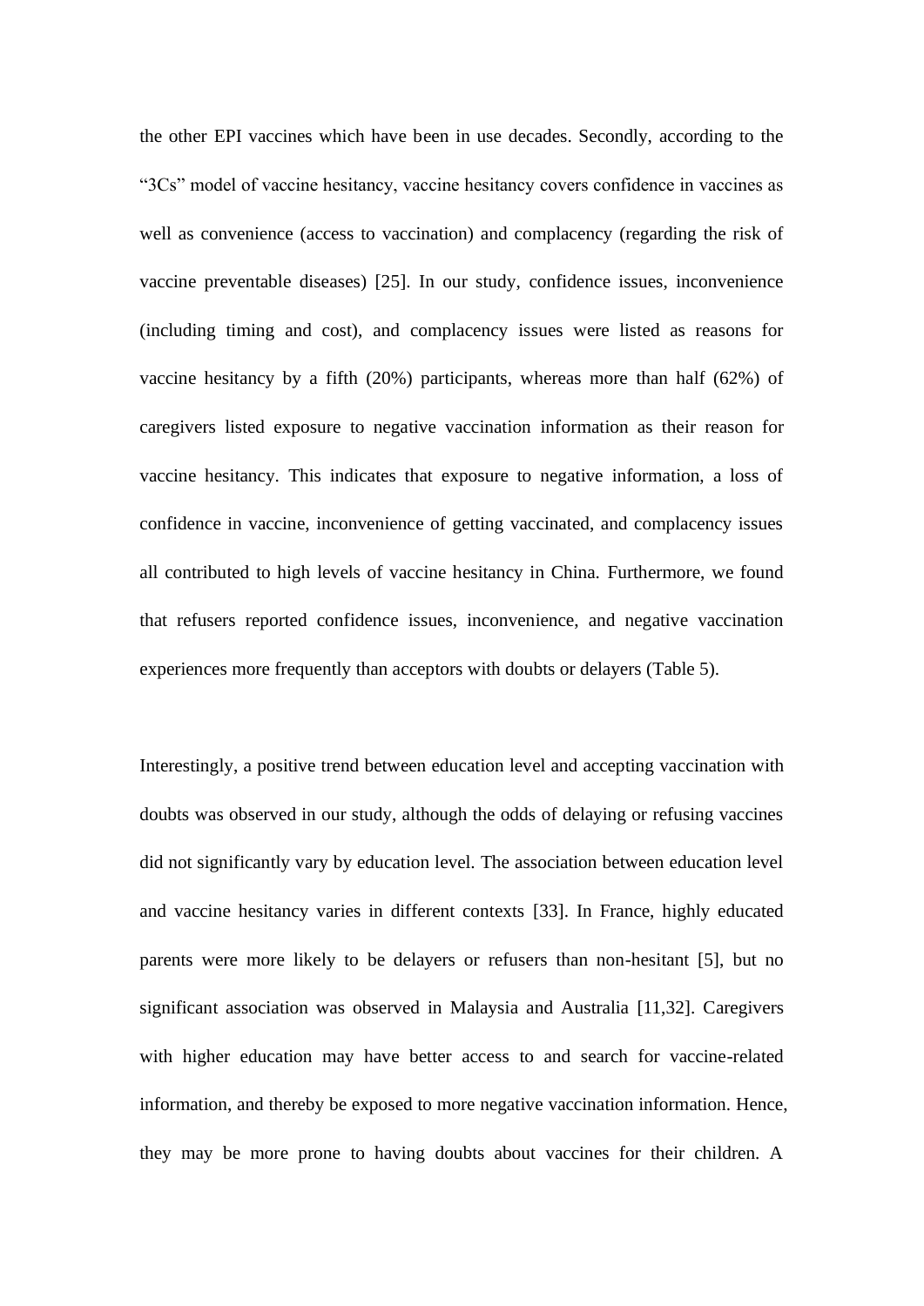the other EPI vaccines which have been in use decades. Secondly, according to the "3Cs" model of vaccine hesitancy, vaccine hesitancy covers confidence in vaccines as well as convenience (access to vaccination) and complacency (regarding the risk of vaccine preventable diseases) [25]. In our study, confidence issues, inconvenience (including timing and cost), and complacency issues were listed as reasons for vaccine hesitancy by a fifth (20%) participants, whereas more than half (62%) of caregivers listed exposure to negative vaccination information as their reason for vaccine hesitancy. This indicates that exposure to negative information, a loss of confidence in vaccine, inconvenience of getting vaccinated, and complacency issues all contributed to high levels of vaccine hesitancy in China. Furthermore, we found that refusers reported confidence issues, inconvenience, and negative vaccination experiences more frequently than acceptors with doubts or delayers (Table 5).

Interestingly, a positive trend between education level and accepting vaccination with doubts was observed in our study, although the odds of delaying or refusing vaccines did not significantly vary by education level. The association between education level and vaccine hesitancy varies in different contexts [33]. In France, highly educated parents were more likely to be delayers or refusers than non-hesitant [5], but no significant association was observed in Malaysia and Australia [11,32]. Caregivers with higher education may have better access to and search for vaccine-related information, and thereby be exposed to more negative vaccination information. Hence, they may be more prone to having doubts about vaccines for their children. A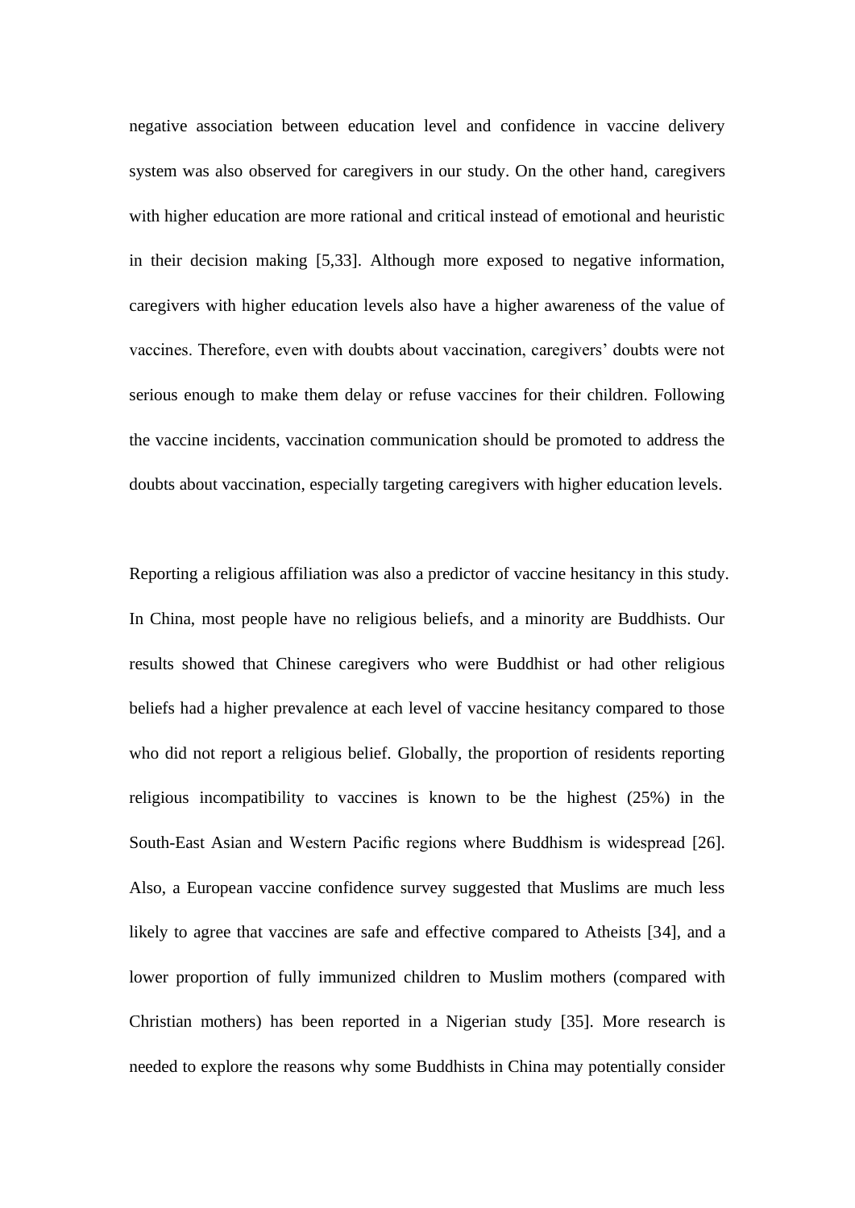negative association between education level and confidence in vaccine delivery system was also observed for caregivers in our study. On the other hand, caregivers with higher education are more rational and critical instead of emotional and heuristic in their decision making [5,33]. Although more exposed to negative information, caregivers with higher education levels also have a higher awareness of the value of vaccines. Therefore, even with doubts about vaccination, caregivers' doubts were not serious enough to make them delay or refuse vaccines for their children. Following the vaccine incidents, vaccination communication should be promoted to address the doubts about vaccination, especially targeting caregivers with higher education levels.

Reporting a religious affiliation was also a predictor of vaccine hesitancy in this study. In China, most people have no religious beliefs, and a minority are Buddhists. Our results showed that Chinese caregivers who were Buddhist or had other religious beliefs had a higher prevalence at each level of vaccine hesitancy compared to those who did not report a religious belief. Globally, the proportion of residents reporting religious incompatibility to vaccines is known to be the highest (25%) in the South-East Asian and Western Pacific regions where Buddhism is widespread [26]. Also, a European vaccine confidence survey suggested that Muslims are much less likely to agree that vaccines are safe and effective compared to Atheists [34], and a lower proportion of fully immunized children to Muslim mothers (compared with Christian mothers) has been reported in a Nigerian study [35]. More research is needed to explore the reasons why some Buddhists in China may potentially consider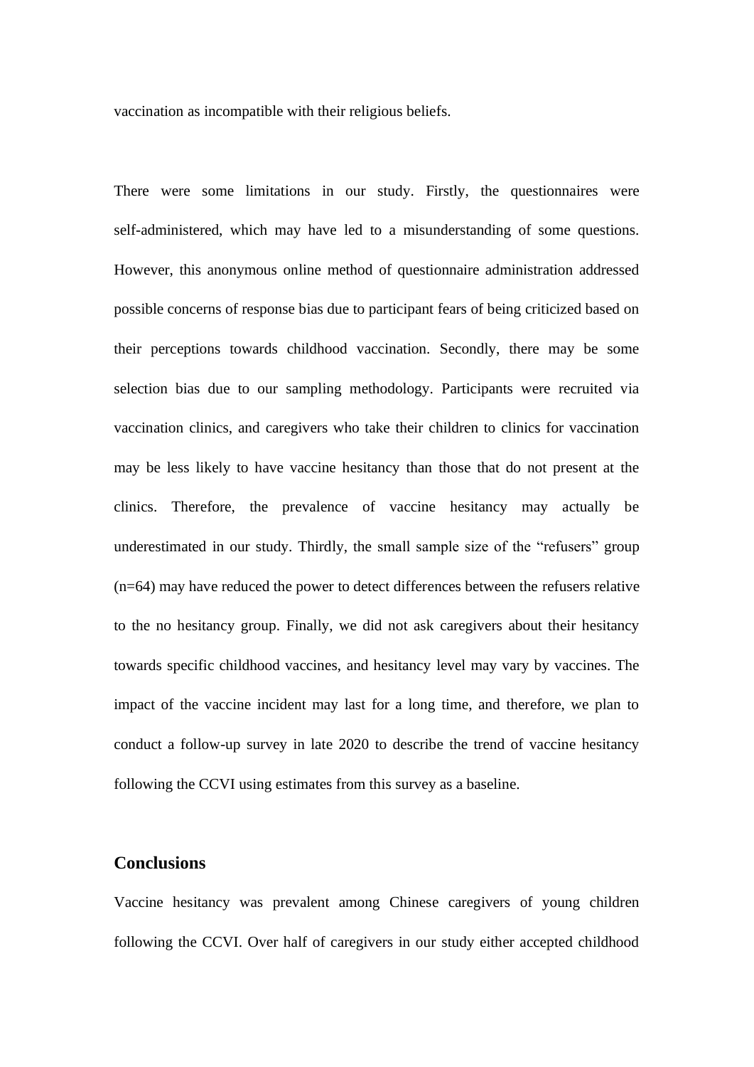vaccination as incompatible with their religious beliefs.

There were some limitations in our study. Firstly, the questionnaires were self-administered, which may have led to a misunderstanding of some questions. However, this anonymous online method of questionnaire administration addressed possible concerns of response bias due to participant fears of being criticized based on their perceptions towards childhood vaccination. Secondly, there may be some selection bias due to our sampling methodology. Participants were recruited via vaccination clinics, and caregivers who take their children to clinics for vaccination may be less likely to have vaccine hesitancy than those that do not present at the clinics. Therefore, the prevalence of vaccine hesitancy may actually be underestimated in our study. Thirdly, the small sample size of the "refusers" group (n=64) may have reduced the power to detect differences between the refusers relative to the no hesitancy group. Finally, we did not ask caregivers about their hesitancy towards specific childhood vaccines, and hesitancy level may vary by vaccines. The impact of the vaccine incident may last for a long time, and therefore, we plan to conduct a follow-up survey in late 2020 to describe the trend of vaccine hesitancy following the CCVI using estimates from this survey as a baseline.

## Conclusions

Vaccine hesitancy was prevalent among Chinese caregivers of young children following the CCVI. Over half of caregivers in our study either accepted childhood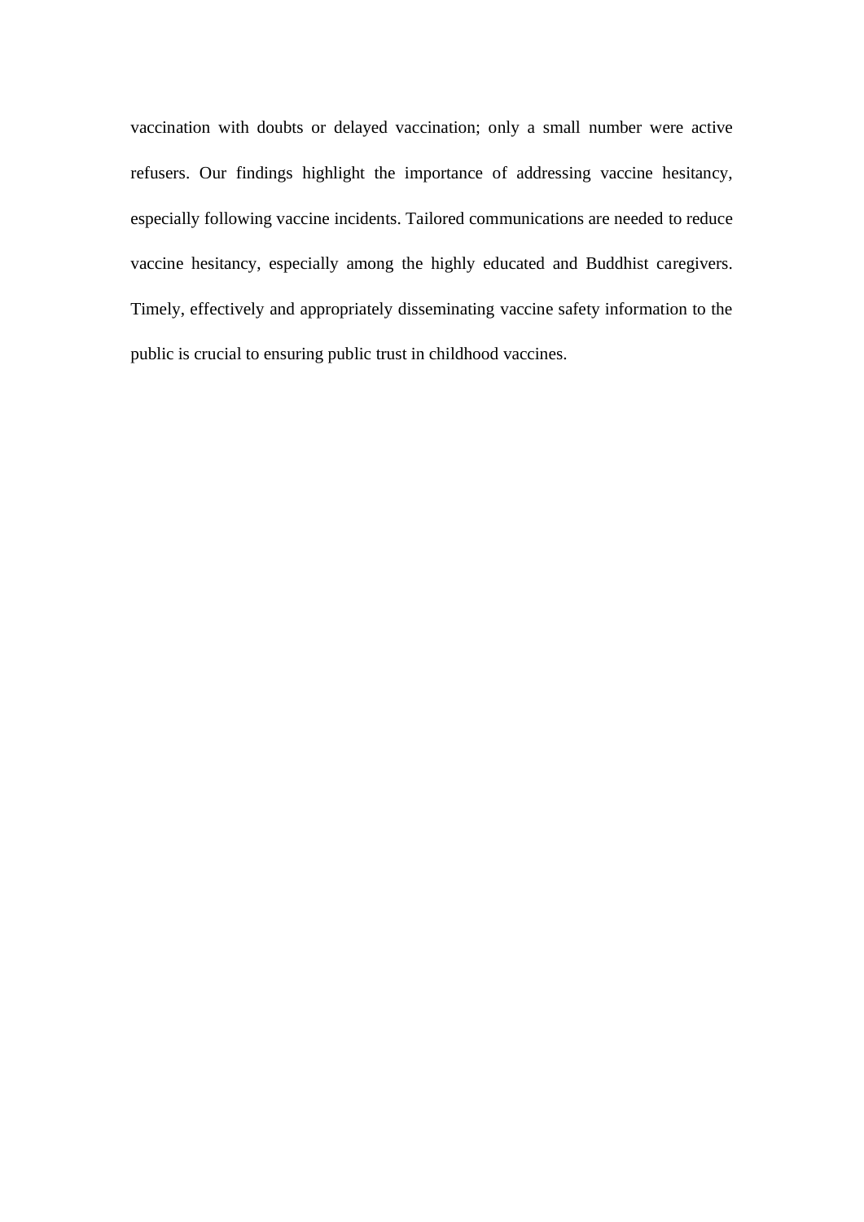vaccination with doubts or delayed vaccination; only a small number were active refusers. Our findings highlight the importance of addressing vaccine hesitancy, especially following vaccine incidents. Tailored communications are needed to reduce vaccine hesitancy, especially among the highly educated and Buddhist caregivers. Timely, effectively and appropriately disseminating vaccine safety information to the public is crucial to ensuring public trust in childhood vaccines.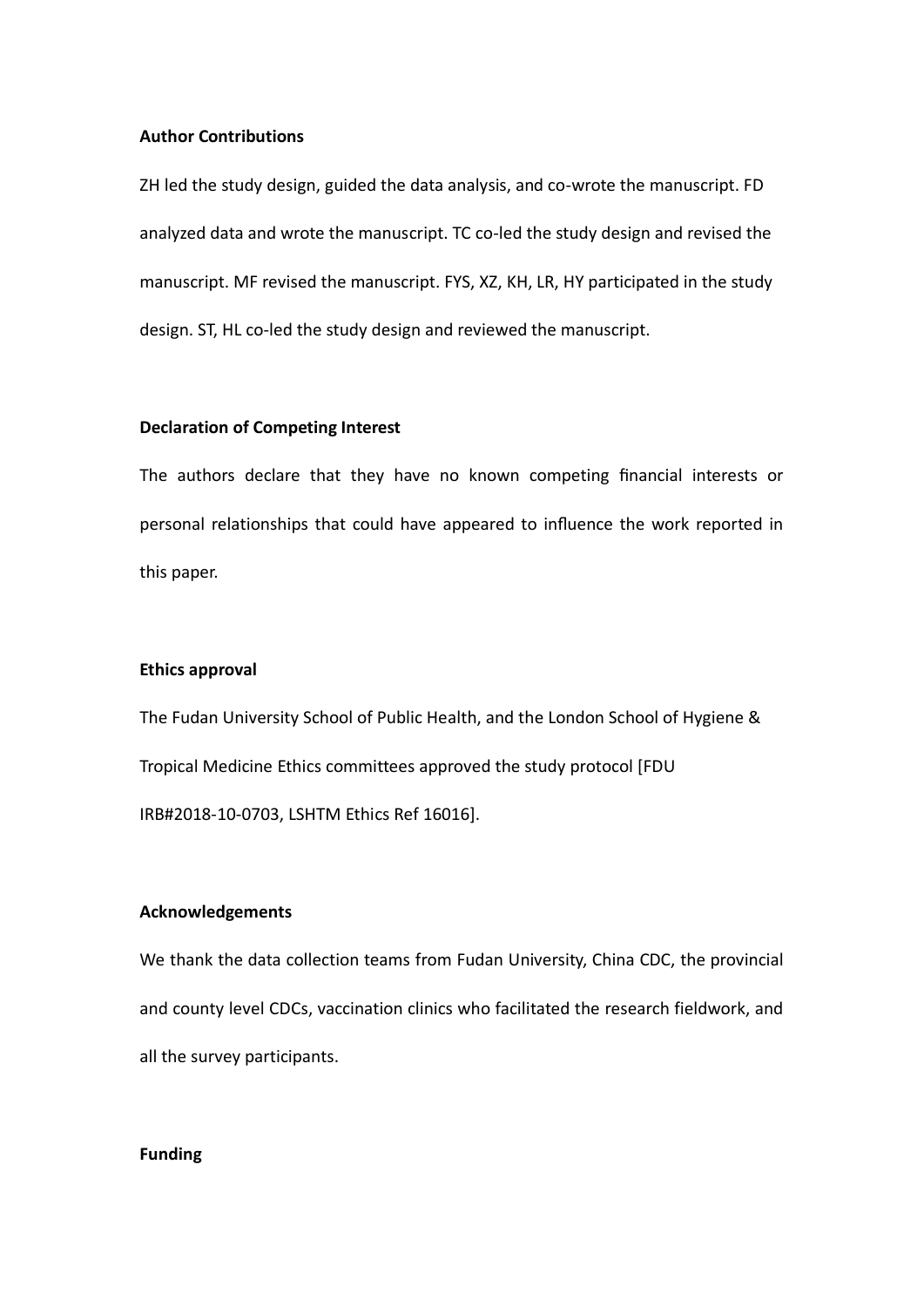**Author Contributions**

ZH led the study design, guided the data analysis, and co-wrote the manuscript. FD analyzed data and wrote the manuscript. TC co-led the study design and revised the manuscript. MF revised the manuscript. FYS, XZ, KH, LR, HY participated in the study design. ST, HL co-led the study design and reviewed the manuscript.

**Declaration of Competing Interest**

The authors declare that they have no known competing financial interests or personal relationships that could have appeared to influence the work reported in this paper.

**Ethics approval**

The Fudan University School of Public Health, and the London School of Hygiene & Tropical Medicine Ethics committees approved the study protocol [FDU IRB#2018-10-0703, LSHTM Ethics Ref 16016].

**Acknowledgements**

We thank the data collection teams from Fudan University, China CDC, the provincial and county level CDCs, vaccination clinics who facilitated the research fieldwork, and all the survey participants.

**Funding**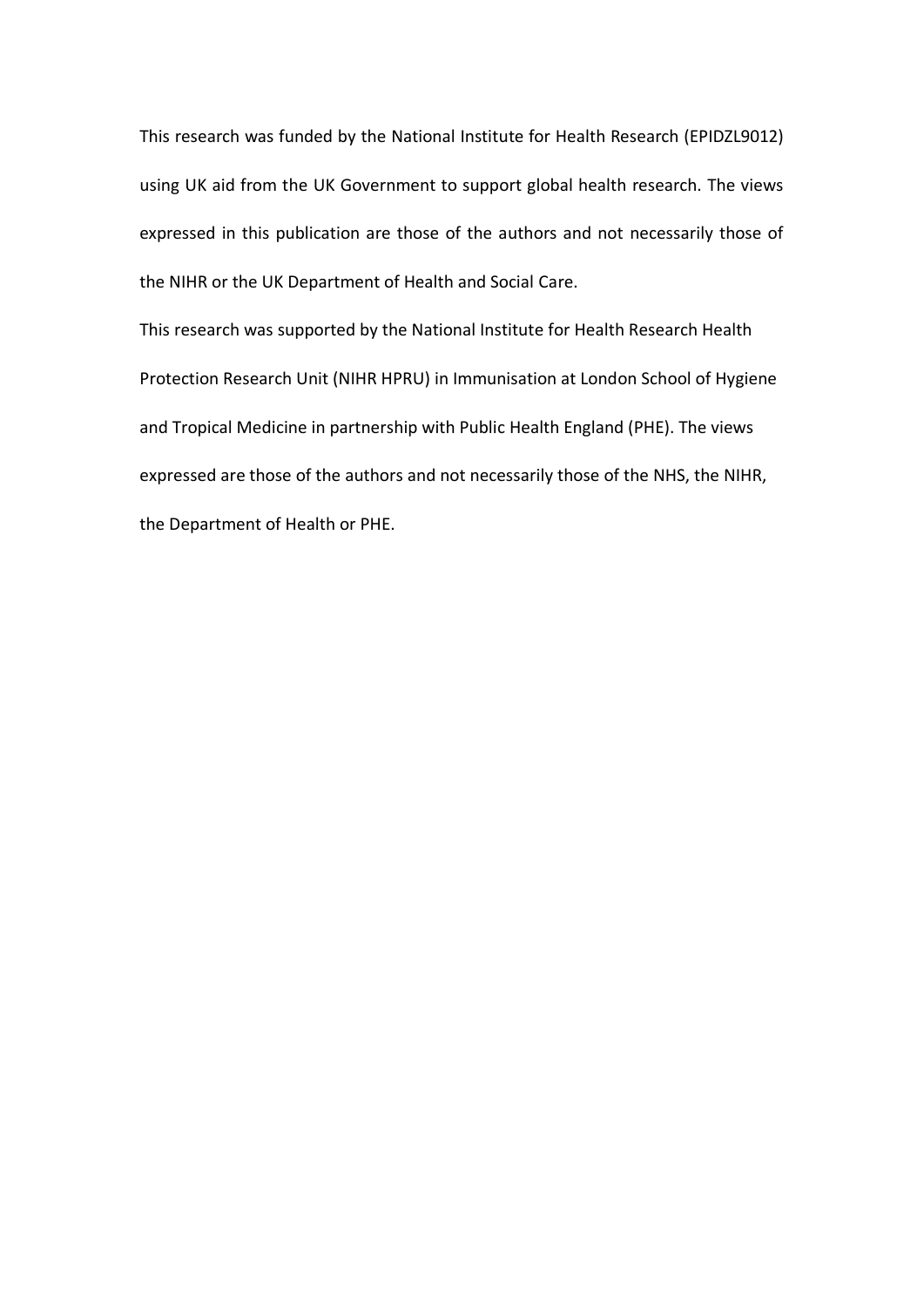This research was funded by the National Institute for Health Research (EPIDZL9012) using UK aid from the UK Government to support global health research. The views expressed in this publication are those of the authors and not necessarily those of the NIHR or the UK Department of Health and Social Care.

This research was supported by the National Institute for Health Research Health Protection Research Unit (NIHR HPRU) in Immunisation at London School of Hygiene and Tropical Medicine in partnership with Public Health England (PHE). The views expressed are those of the authors and not necessarily those of the NHS, the NIHR, the Department of Health or PHE.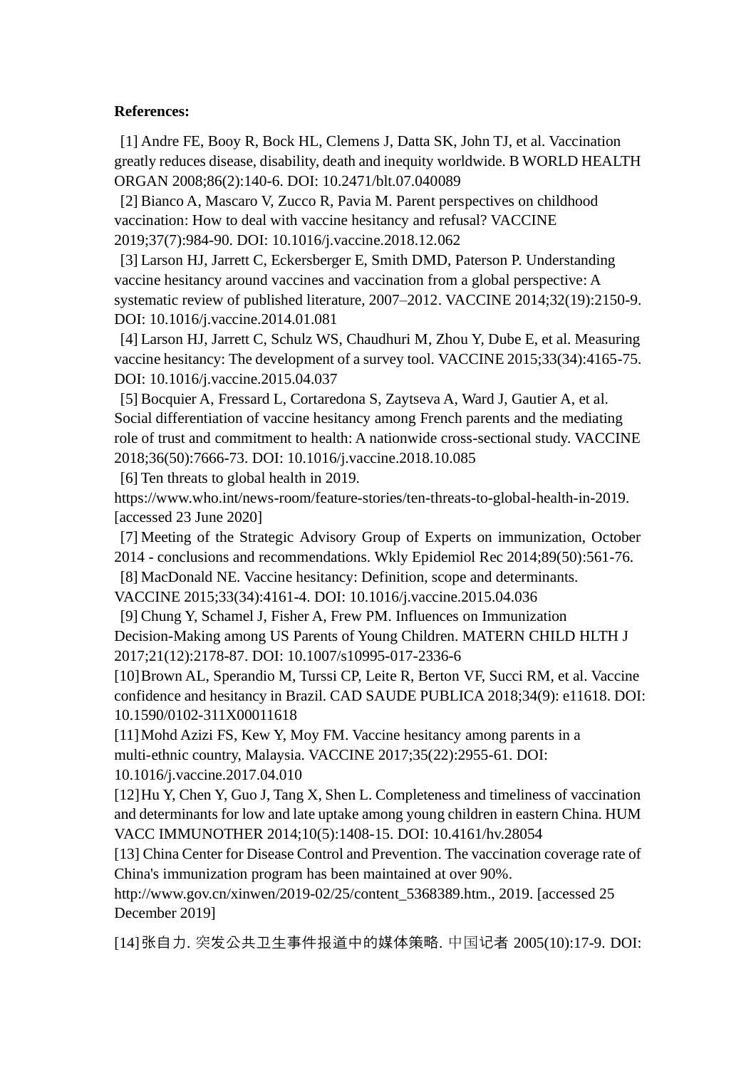**References:**

[1] Andre FE, Booy R, Bock HL, Clemens J, Datta SK, John TJ, et al. Vaccination greatly reduces disease, disability, death and inequity worldwide. B WORLD HEALTH ORGAN 2008;86(2):140-6. DOI: 10.2471/blt.07.040089

[2] Bianco A, Mascaro V, Zucco R, Pavia M. Parent perspectives on childhood vaccination: How to deal with vaccine hesitancy and refusal? VACCINE 2019;37(7):984-90. DOI: 10.1016/j.vaccine.2018.12.062

[3] Larson HJ, Jarrett C, Eckersberger E, Smith DMD, Paterson P. Understanding vaccine hesitancy around vaccines and vaccination from a global perspective: A systematic review of published literature, 2007–2012. VACCINE 2014;32(19):2150-9. DOI: 10.1016/j.vaccine.2014.01.081

[4] Larson HJ, Jarrett C, Schulz WS, Chaudhuri M, Zhou Y, Dube E, et al. Measuring vaccine hesitancy: The development of a survey tool. VACCINE 2015;33(34):4165-75. DOI: 10.1016/j.vaccine.2015.04.037

[5] Bocquier A, Fressard L, Cortaredona S, Zaytseva A, Ward J, Gautier A, et al. Social differentiation of vaccine hesitancy among French parents and the mediating role of trust and commitment to health: A nationwide cross-sectional study. VACCINE 2018;36(50):7666-73. DOI: 10.1016/j.vaccine.2018.10.085

[6] Ten threats to global health in 2019. https://www.who.int/news-room/feature-stories/ten-threats-to-global-health-in-2019. [accessed 23 June 2020]

[7] Meeting of the Strategic Advisory Group of Experts on immunization, October 2014 - conclusions and recommendations. Wkly Epidemiol Rec 2014;89(50):561-76.

[8] MacDonald NE. Vaccine hesitancy: Definition, scope and determinants. VACCINE 2015;33(34):4161-4. DOI: 10.1016/j.vaccine.2015.04.036

[9] Chung Y, Schamel J, Fisher A, Frew PM. Influences on Immunization Decision-Making among US Parents of Young Children. MATERN CHILD HLTH J 2017;21(12):2178-87. DOI: 10.1007/s10995-017-2336-6

[10] Brown AL, Sperandio M, Turssi CP, Leite R, Berton VF, Succi RM, et al. Vaccine confidence and hesitancy in Brazil. CAD SAUDE PUBLICA 2018;34(9): e11618. DOI: 10.1590/0102-311X00011618

[11] Mohd Azizi FS, Kew Y, Moy FM. Vaccine hesitancy among parents in a multi-ethnic country, Malaysia. VACCINE 2017;35(22):2955-61. DOI: 10.1016/j.vaccine.2017.04.010

[12] Hu Y, Chen Y, Guo J, Tang X, Shen L. Completeness and timeliness of vaccination and determinants for low and late uptake among young children in eastern China. HUM VACC IMMUNOTHER 2014;10(5):1408-15. DOI: 10.4161/hv.28054

[13] China Center for Disease Control and Prevention. The vaccination coverage rate of China's immunization program has been maintained at over 90%. http://www.gov.cn/xinwen/2019-02/25/content_5368389.htm., 2019. [accessed 25 December 2019]

[14] 张自力. 突发公共卫生事件报道中的媒体策略. 中国记者 2005(10):17-9. DOI: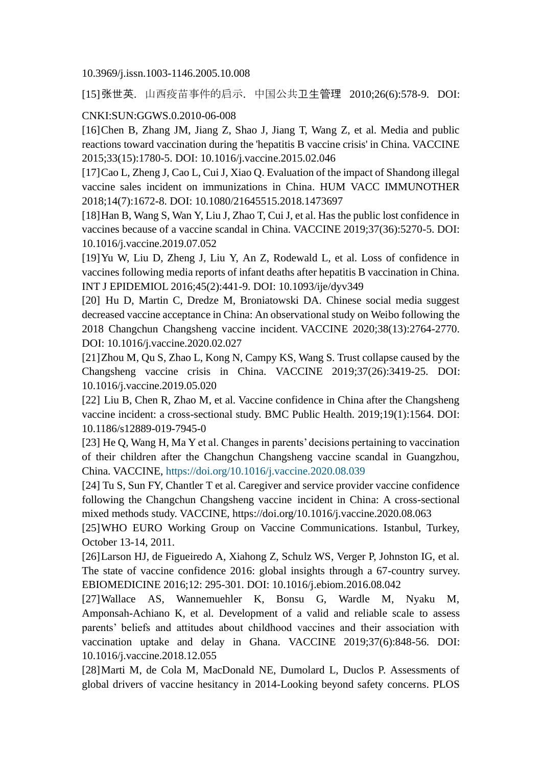10.3969/j.issn.1003-1146.2005.10.008

[15]张世英. 山西疫苗事件的启示. 中国公共卫生管理 2010;26(6):578-9. DOI: CNKI:SUN:GGWS.0.2010-06-008

[16]Chen B, Zhang JM, Jiang Z, Shao J, Jiang T, Wang Z, et al. Media and public reactions toward vaccination during the 'hepatitis B vaccine crisis' in China. VACCINE 2015;33(15):1780-5. DOI: 10.1016/j.vaccine.2015.02.046

[17]Cao L, Zheng J, Cao L, Cui J, Xiao Q. Evaluation of the impact of Shandong illegal vaccine sales incident on immunizations in China. HUM VACC IMMUNOTHER 2018;14(7):1672-8. DOI: 10.1080/21645515.2018.1473697

[18]Han B, Wang S, Wan Y, Liu J, Zhao T, Cui J, et al. Has the public lost confidence in vaccines because of a vaccine scandal in China. VACCINE 2019;37(36):5270-5. DOI: 10.1016/j.vaccine.2019.07.052

[19]Yu W, Liu D, Zheng J, Liu Y, An Z, Rodewald L, et al. Loss of confidence in vaccines following media reports of infant deaths after hepatitis B vaccination in China. INT J EPIDEMIOL 2016;45(2):441-9. DOI: 10.1093/ije/dyv349

[20] Hu D, Martin C, Dredze M, Broniatowski DA. Chinese social media suggest decreased vaccine acceptance in China: An observational study on Weibo following the 2018 Changchun Changsheng vaccine incident. VACCINE 2020;38(13):2764-2770. DOI: 10.1016/j.vaccine.2020.02.027

[21]Zhou M, Qu S, Zhao L, Kong N, Campy KS, Wang S. Trust collapse caused by the Changsheng vaccine crisis in China. VACCINE 2019;37(26):3419-25. DOI: 10.1016/j.vaccine.2019.05.020

[22] Liu B, Chen R, Zhao M, et al. Vaccine confidence in China after the Changsheng vaccine incident: a cross-sectional study. BMC Public Health. 2019;19(1):1564. DOI: 10.1186/s12889-019-7945-0

[23] He Q, Wang H, Ma Y et al. Changes in parents' decisions pertaining to vaccination of their children after the Changchun Changsheng vaccine scandal in Guangzhou, China. VACCINE, https://doi.org/10.1016/j.vaccine.2020.08.039

[24] Tu S, Sun FY, Chantler T et al. Caregiver and service provider vaccine confidence following the Changchun Changsheng vaccine incident in China: A cross-sectional mixed methods study. VACCINE, https://doi.org/10.1016/j.vaccine.2020.08.063

[25]WHO EURO Working Group on Vaccine Communications. Istanbul, Turkey, October 13-14, 2011.

[26]Larson HJ, de Figueiredo A, Xiahong Z, Schulz WS, Verger P, Johnston IG, et al. The state of vaccine confidence 2016: global insights through a 67-country survey. EBIOMEDICINE 2016;12: 295-301. DOI: 10.1016/j.ebiom.2016.08.042

[27]Wallace AS, Wannemuehler K, Bonsu G, Wardle M, Nyaku M, Amponsah-Achiano K, et al. Development of a valid and reliable scale to assess parents' beliefs and attitudes about childhood vaccines and their association with vaccination uptake and delay in Ghana. VACCINE 2019;37(6):848-56. DOI: 10.1016/j.vaccine.2018.12.055

[28]Marti M, de Cola M, MacDonald NE, Dumolard L, Duclos P. Assessments of global drivers of vaccine hesitancy in 2014-Looking beyond safety concerns. PLOS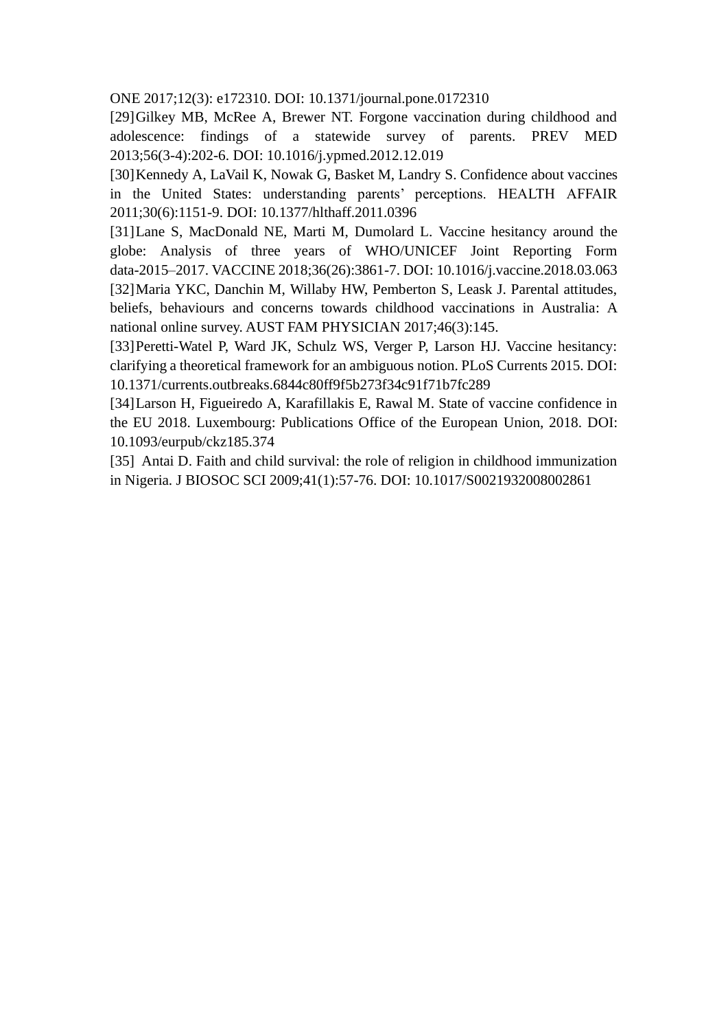ONE 2017;12(3): e172310. DOI: 10.1371/journal.pone.0172310

[29] Gilkey MB, McRee A, Brewer NT. Forgone vaccination during childhood and adolescence: findings of a statewide survey of parents. PREV MED 2013;56(3-4):202-6. DOI: 10.1016/j.ypmed.2012.12.019

[30] Kennedy A, LaVail K, Nowak G, Basket M, Landry S. Confidence about vaccines in the United States: understanding parents' perceptions. HEALTH AFFAIR 2011;30(6):1151-9. DOI: 10.1377/hlthaff.2011.0396

[31] Lane S, MacDonald NE, Marti M, Dumolard L. Vaccine hesitancy around the globe: Analysis of three years of WHO/UNICEF Joint Reporting Form data-2015–2017. VACCINE 2018;36(26):3861-7. DOI: 10.1016/j.vaccine.2018.03.063

[32] Maria YKC, Danchin M, Willaby HW, Pemberton S, Leask J. Parental attitudes, beliefs, behaviours and concerns towards childhood vaccinations in Australia: A national online survey. AUST FAM PHYSICIAN 2017;46(3):145.

[33] Peretti-Watel P, Ward JK, Schulz WS, Verger P, Larson HJ. Vaccine hesitancy: clarifying a theoretical framework for an ambiguous notion. PLoS Currents 2015. DOI: 10.1371/currents.outbreaks.6844c80ff9f5b273f34c91f71b7fc289

[34] Larson H, Figueiredo A, Karafillakis E, Rawal M. State of vaccine confidence in the EU 2018. Luxembourg: Publications Office of the European Union, 2018. DOI: 10.1093/eurpub/ckz185.374

[35] Antai D. Faith and child survival: the role of religion in childhood immunization in Nigeria. J BIOSOC SCI 2009;41(1):57-76. DOI: 10.1017/S0021932008002861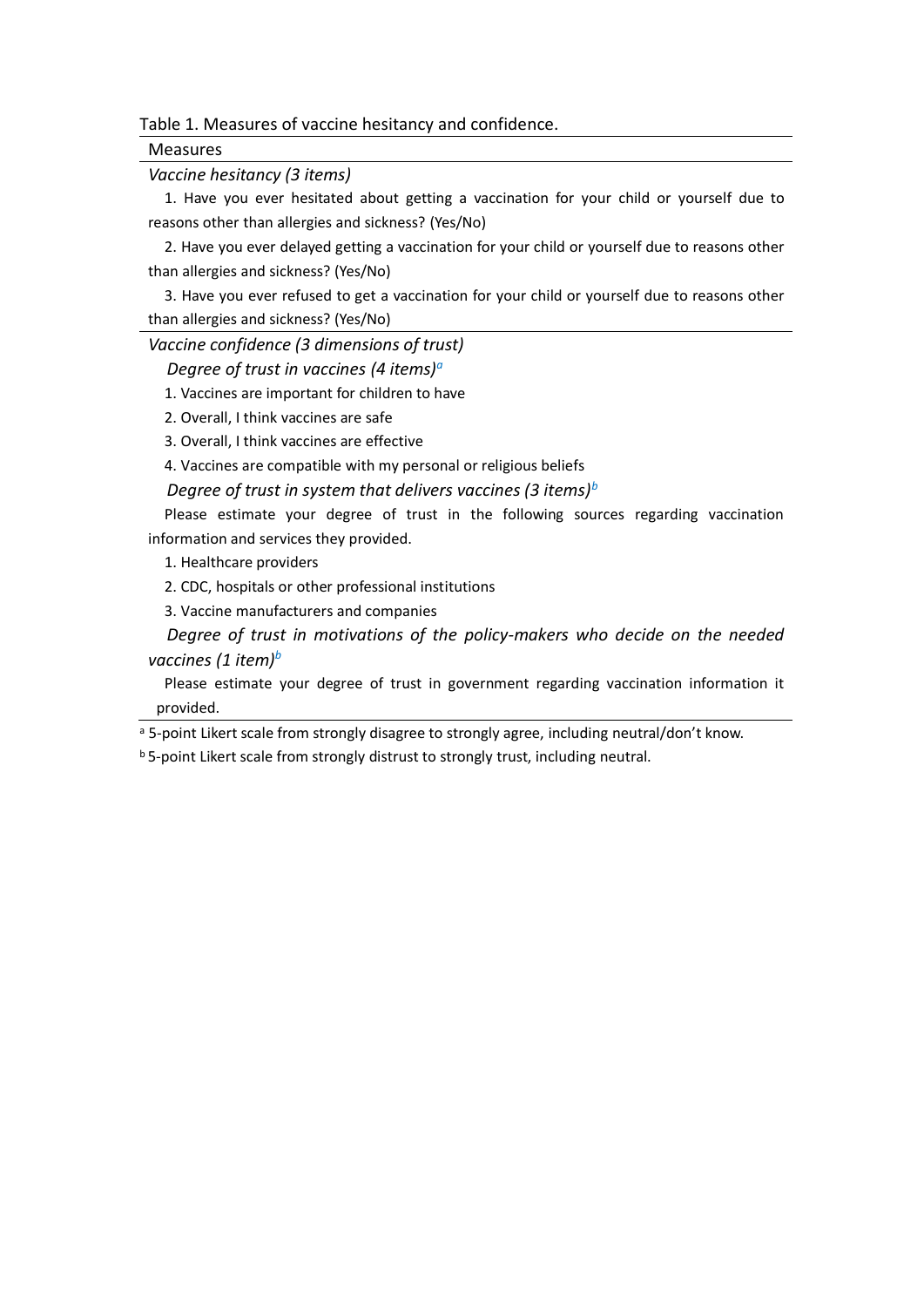Table 1. Measures of vaccine hesitancy and confidence.

| Measures |
| --- |
| *Vaccine hesitancy (3 items)* |
| 1. Have you ever hesitated about getting a vaccination for your child or yourself due to reasons other than allergies and sickness? (Yes/No) |
| 2. Have you ever delayed getting a vaccination for your child or yourself due to reasons other than allergies and sickness? (Yes/No) |
| 3. Have you ever refused to get a vaccination for your child or yourself due to reasons other than allergies and sickness? (Yes/No) |
| *Vaccine confidence (3 dimensions of trust)* |
| *Degree of trust in vaccines (4 items)*[a] |
| 1. Vaccines are important for children to have |
| 2. Overall, I think vaccines are safe |
| 3. Overall, I think vaccines are effective |
| 4. Vaccines are compatible with my personal or religious beliefs |
| *Degree of trust in system that delivers vaccines (3 items)*[b] |
| Please estimate your degree of trust in the following sources regarding vaccination information and services they provided. |
| 1. Healthcare providers |
| 2. CDC, hospitals or other professional institutions |
| 3. Vaccine manufacturers and companies |
| *Degree of trust in motivations of the policy-makers who decide on the needed vaccines (1 item)*[b] |
| Please estimate your degree of trust in government regarding vaccination information it provided. |

[a] 5-point Likert scale from strongly disagree to strongly agree, including neutral/don't know.

[b] 5-point Likert scale from strongly distrust to strongly trust, including neutral.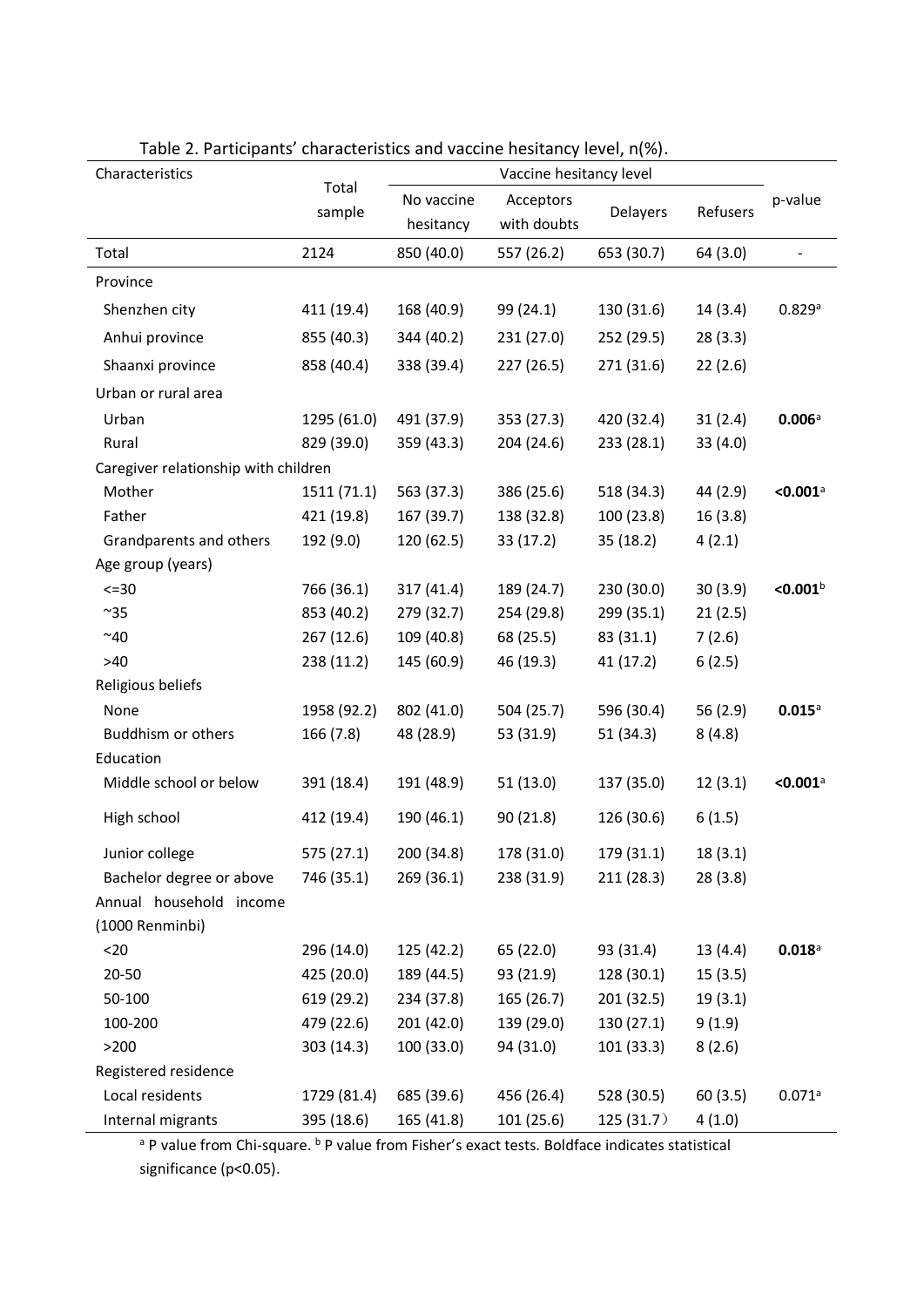Table 2. Participants' characteristics and vaccine hesitancy level, n(%).

| Characteristics | Total sample | Vaccine hesitancy level | | | | p-value |
|---|---|---|---|---|---|---|
| | | No vaccine hesitancy | Acceptors with doubts | Delayers | Refusers | |
| Total | 2124 | 850 (40.0) | 557 (26.2) | 653 (30.7) | 64 (3.0) | - |
| Province | | | | | | |
| Shenzhen city | 411 (19.4) | 168 (40.9) | 99 (24.1) | 130 (31.6) | 14 (3.4) | 0.829[a] |
| Anhui province | 855 (40.3) | 344 (40.2) | 231 (27.0) | 252 (29.5) | 28 (3.3) | |
| Shaanxi province | 858 (40.4) | 338 (39.4) | 227 (26.5) | 271 (31.6) | 22 (2.6) | |
| Urban or rural area | | | | | | |
| Urban | 1295 (61.0) | 491 (37.9) | 353 (27.3) | 420 (32.4) | 31 (2.4) | **0.006**[a] |
| Rural | 829 (39.0) | 359 (43.3) | 204 (24.6) | 233 (28.1) | 33 (4.0) | |
| Caregiver relationship with children | | | | | | |
| Mother | 1511 (71.1) | 563 (37.3) | 386 (25.6) | 518 (34.3) | 44 (2.9) | **<0.001**[a] |
| Father | 421 (19.8) | 167 (39.7) | 138 (32.8) | 100 (23.8) | 16 (3.8) | |
| Grandparents and others | 192 (9.0) | 120 (62.5) | 33 (17.2) | 35 (18.2) | 4 (2.1) | |
| Age group (years) | | | | | | |
| <=30 | 766 (36.1) | 317 (41.4) | 189 (24.7) | 230 (30.0) | 30 (3.9) | **<0.001**[b] |
| ~35 | 853 (40.2) | 279 (32.7) | 254 (29.8) | 299 (35.1) | 21 (2.5) | |
| ~40 | 267 (12.6) | 109 (40.8) | 68 (25.5) | 83 (31.1) | 7 (2.6) | |
| >40 | 238 (11.2) | 145 (60.9) | 46 (19.3) | 41 (17.2) | 6 (2.5) | |
| Religious beliefs | | | | | | |
| None | 1958 (92.2) | 802 (41.0) | 504 (25.7) | 596 (30.4) | 56 (2.9) | **0.015**[a] |
| Buddhism or others | 166 (7.8) | 48 (28.9) | 53 (31.9) | 51 (34.3) | 8 (4.8) | |
| Education | | | | | | |
| Middle school or below | 391 (18.4) | 191 (48.9) | 51 (13.0) | 137 (35.0) | 12 (3.1) | **<0.001**[a] |
| High school | 412 (19.4) | 190 (46.1) | 90 (21.8) | 126 (30.6) | 6 (1.5) | |
| Junior college | 575 (27.1) | 200 (34.8) | 178 (31.0) | 179 (31.1) | 18 (3.1) | |
| Bachelor degree or above | 746 (35.1) | 269 (36.1) | 238 (31.9) | 211 (28.3) | 28 (3.8) | |
| Annual household income (1000 Renminbi) | | | | | | |
| <20 | 296 (14.0) | 125 (42.2) | 65 (22.0) | 93 (31.4) | 13 (4.4) | **0.018**[a] |
| 20-50 | 425 (20.0) | 189 (44.5) | 93 (21.9) | 128 (30.1) | 15 (3.5) | |
| 50-100 | 619 (29.2) | 234 (37.8) | 165 (26.7) | 201 (32.5) | 19 (3.1) | |
| 100-200 | 479 (22.6) | 201 (42.0) | 139 (29.0) | 130 (27.1) | 9 (1.9) | |
| >200 | 303 (14.3) | 100 (33.0) | 94 (31.0) | 101 (33.3) | 8 (2.6) | |
| Registered residence | | | | | | |
| Local residents | 1729 (81.4) | 685 (39.6) | 456 (26.4) | 528 (30.5) | 60 (3.5) | 0.071[a] |
| Internal migrants | 395 (18.6) | 165 (41.8) | 101 (25.6) | 125 (31.7） | 4 (1.0) | |

[a] P value from Chi-square. [b] P value from Fisher's exact tests. Boldface indicates statistical significance (p<0.05).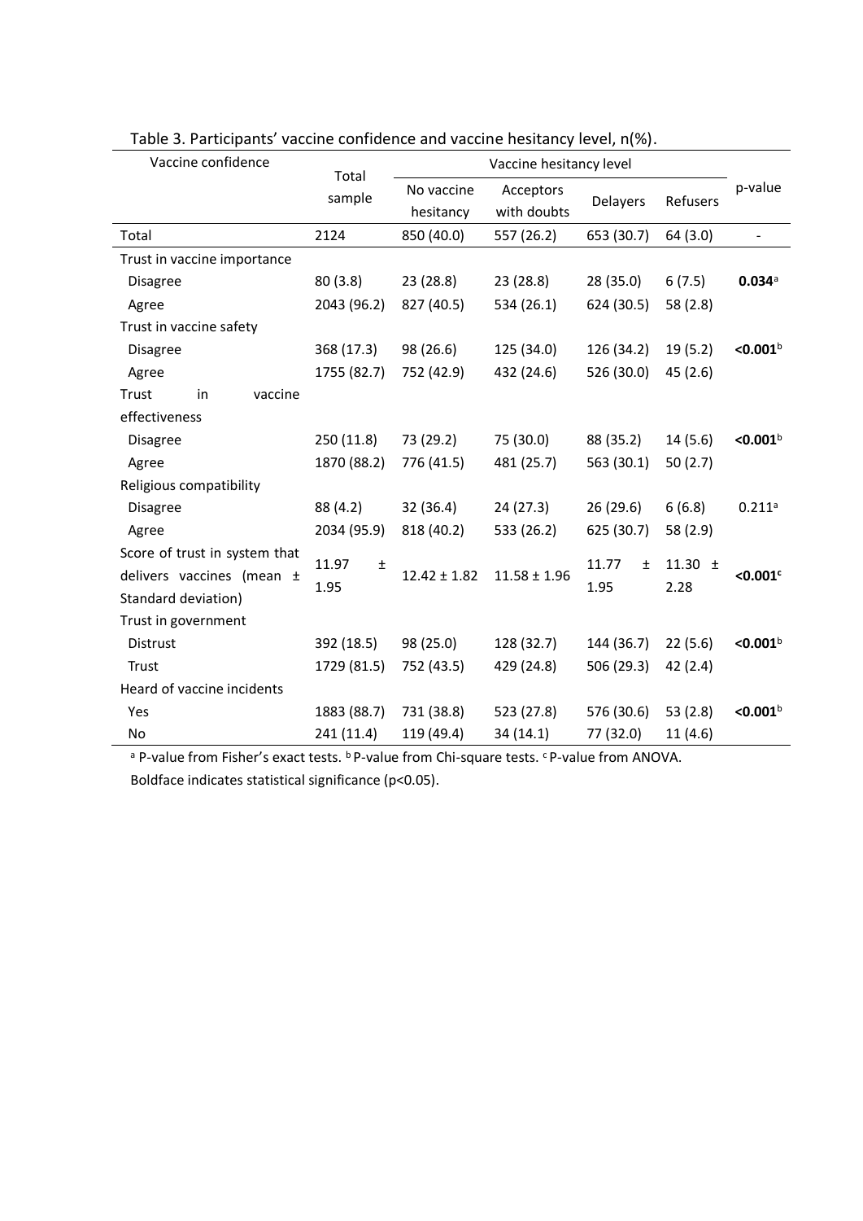Table 3. Participants' vaccine confidence and vaccine hesitancy level, n(%).

| Vaccine confidence | Total sample | Vaccine hesitancy level | | | | p-value |
|---|---|---|---|---|---|---|
| | | No vaccine hesitancy | Acceptors with doubts | Delayers | Refusers | |
| Total | 2124 | 850 (40.0) | 557 (26.2) | 653 (30.7) | 64 (3.0) | - |
| Trust in vaccine importance | | | | | | |
| Disagree | 80 (3.8) | 23 (28.8) | 23 (28.8) | 28 (35.0) | 6 (7.5) | **0.034**[a] |
| Agree | 2043 (96.2) | 827 (40.5) | 534 (26.1) | 624 (30.5) | 58 (2.8) | |
| Trust in vaccine safety | | | | | | |
| Disagree | 368 (17.3) | 98 (26.6) | 125 (34.0) | 126 (34.2) | 19 (5.2) | **<0.001**[b] |
| Agree | 1755 (82.7) | 752 (42.9) | 432 (24.6) | 526 (30.0) | 45 (2.6) | |
| Trust in vaccine effectiveness | | | | | | |
| Disagree | 250 (11.8) | 73 (29.2) | 75 (30.0) | 88 (35.2) | 14 (5.6) | **<0.001**[b] |
| Agree | 1870 (88.2) | 776 (41.5) | 481 (25.7) | 563 (30.1) | 50 (2.7) | |
| Religious compatibility | | | | | | |
| Disagree | 88 (4.2) | 32 (36.4) | 24 (27.3) | 26 (29.6) | 6 (6.8) | 0.211[a] |
| Agree | 2034 (95.9) | 818 (40.2) | 533 (26.2) | 625 (30.7) | 58 (2.9) | |
| Score of trust in system that delivers vaccines (mean ± Standard deviation) | 11.97 ± 1.95 | 12.42 ± 1.82 | 11.58 ± 1.96 | 11.77 ± 1.95 | 11.30 ± 2.28 | **<0.001**[c] |
| Trust in government | | | | | | |
| Distrust | 392 (18.5) | 98 (25.0) | 128 (32.7) | 144 (36.7) | 22 (5.6) | **<0.001**[b] |
| Trust | 1729 (81.5) | 752 (43.5) | 429 (24.8) | 506 (29.3) | 42 (2.4) | |
| Heard of vaccine incidents | | | | | | |
| Yes | 1883 (88.7) | 731 (38.8) | 523 (27.8) | 576 (30.6) | 53 (2.8) | **<0.001**[b] |
| No | 241 (11.4) | 119 (49.4) | 34 (14.1) | 77 (32.0) | 11 (4.6) | |

[a] P-value from Fisher's exact tests. [b] P-value from Chi-square tests. [c] P-value from ANOVA.
Boldface indicates statistical significance (p<0.05).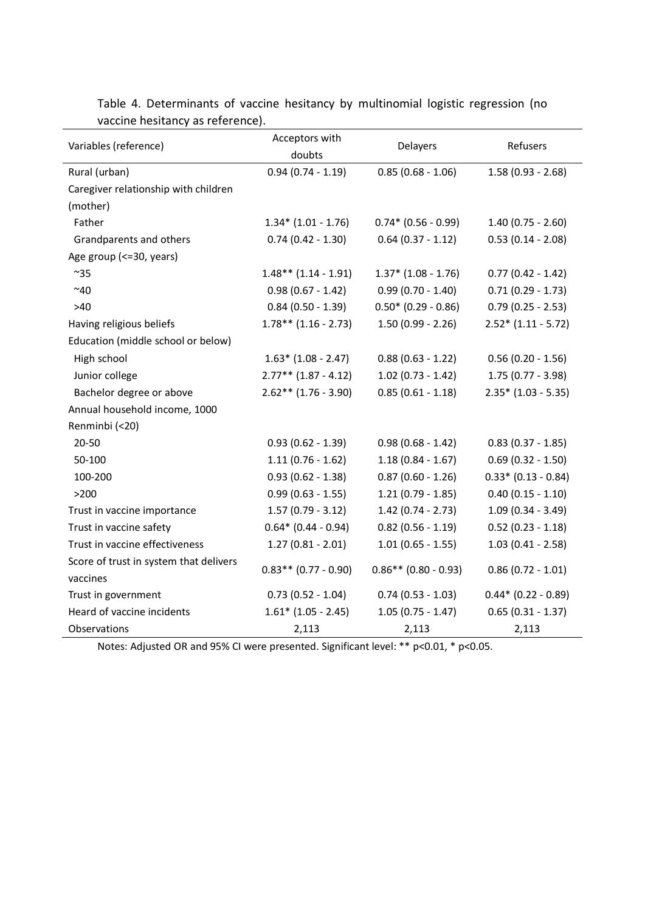Table 4. Determinants of vaccine hesitancy by multinomial logistic regression (no vaccine hesitancy as reference).

| Variables (reference) | Acceptors with doubts | Delayers | Refusers |
|---|---|---|---|
| Rural (urban) | 0.94 (0.74 - 1.19) | 0.85 (0.68 - 1.06) | 1.58 (0.93 - 2.68) |
| Caregiver relationship with children (mother) | | | |
| Father | 1.34* (1.01 - 1.76) | 0.74* (0.56 - 0.99) | 1.40 (0.75 - 2.60) |
| Grandparents and others | 0.74 (0.42 - 1.30) | 0.64 (0.37 - 1.12) | 0.53 (0.14 - 2.08) |
| Age group (<=30, years) | | | |
| ~35 | 1.48** (1.14 - 1.91) | 1.37* (1.08 - 1.76) | 0.77 (0.42 - 1.42) |
| ~40 | 0.98 (0.67 - 1.42) | 0.99 (0.70 - 1.40) | 0.71 (0.29 - 1.73) |
| >40 | 0.84 (0.50 - 1.39) | 0.50* (0.29 - 0.86) | 0.79 (0.25 - 2.53) |
| Having religious beliefs | 1.78** (1.16 - 2.73) | 1.50 (0.99 - 2.26) | 2.52* (1.11 - 5.72) |
| Education (middle school or below) | | | |
| High school | 1.63* (1.08 - 2.47) | 0.88 (0.63 - 1.22) | 0.56 (0.20 - 1.56) |
| Junior college | 2.77** (1.87 - 4.12) | 1.02 (0.73 - 1.42) | 1.75 (0.77 - 3.98) |
| Bachelor degree or above | 2.62** (1.76 - 3.90) | 0.85 (0.61 - 1.18) | 2.35* (1.03 - 5.35) |
| Annual household income, 1000 Renminbi (<20) | | | |
| 20-50 | 0.93 (0.62 - 1.39) | 0.98 (0.68 - 1.42) | 0.83 (0.37 - 1.85) |
| 50-100 | 1.11 (0.76 - 1.62) | 1.18 (0.84 - 1.67) | 0.69 (0.32 - 1.50) |
| 100-200 | 0.93 (0.62 - 1.38) | 0.87 (0.60 - 1.26) | 0.33* (0.13 - 0.84) |
| >200 | 0.99 (0.63 - 1.55) | 1.21 (0.79 - 1.85) | 0.40 (0.15 - 1.10) |
| Trust in vaccine importance | 1.57 (0.79 - 3.12) | 1.42 (0.74 - 2.73) | 1.09 (0.34 - 3.49) |
| Trust in vaccine safety | 0.64* (0.44 - 0.94) | 0.82 (0.56 - 1.19) | 0.52 (0.23 - 1.18) |
| Trust in vaccine effectiveness | 1.27 (0.81 - 2.01) | 1.01 (0.65 - 1.55) | 1.03 (0.41 - 2.58) |
| Score of trust in system that delivers vaccines | 0.83** (0.77 - 0.90) | 0.86** (0.80 - 0.93) | 0.86 (0.72 - 1.01) |
| Trust in government | 0.73 (0.52 - 1.04) | 0.74 (0.53 - 1.03) | 0.44* (0.22 - 0.89) |
| Heard of vaccine incidents | 1.61* (1.05 - 2.45) | 1.05 (0.75 - 1.47) | 0.65 (0.31 - 1.37) |
| Observations | 2,113 | 2,113 | 2,113 |

Notes: Adjusted OR and 95% CI were presented. Significant level: ** p<0.01, * p<0.05.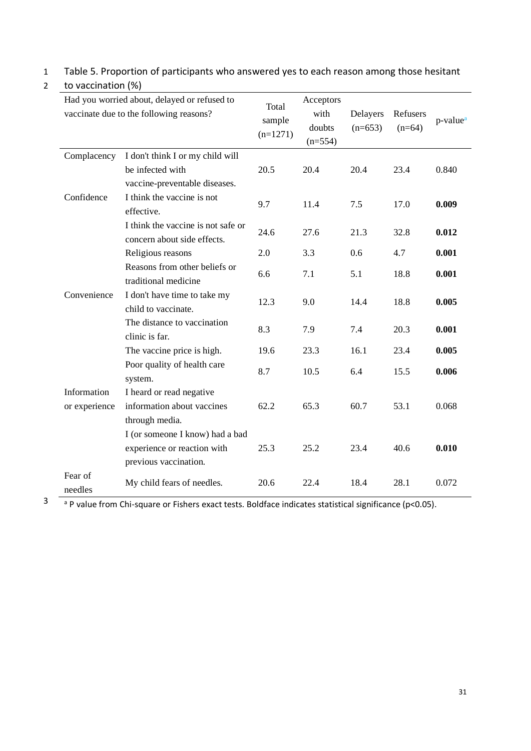Table 5. Proportion of participants who answered yes to each reason among those hesitant to vaccination (%)

| Had you worried about, delayed or refused to vaccinate due to the following reasons? | | Total sample (n=1271) | Acceptors with doubts (n=554) | Delayers (n=653) | Refusers (n=64) | p-value[a] |
|---|---|---|---|---|---|---|
| Complacency | I don't think I or my child will be infected with vaccine-preventable diseases. | 20.5 | 20.4 | 20.4 | 23.4 | 0.840 |
| Confidence | I think the vaccine is not effective. | 9.7 | 11.4 | 7.5 | 17.0 | **0.009** |
| | I think the vaccine is not safe or concern about side effects. | 24.6 | 27.6 | 21.3 | 32.8 | **0.012** |
| | Religious reasons | 2.0 | 3.3 | 0.6 | 4.7 | **0.001** |
| | Reasons from other beliefs or traditional medicine | 6.6 | 7.1 | 5.1 | 18.8 | **0.001** |
| Convenience | I don't have time to take my child to vaccinate. | 12.3 | 9.0 | 14.4 | 18.8 | **0.005** |
| | The distance to vaccination clinic is far. | 8.3 | 7.9 | 7.4 | 20.3 | **0.001** |
| | The vaccine price is high. | 19.6 | 23.3 | 16.1 | 23.4 | **0.005** |
| | Poor quality of health care system. | 8.7 | 10.5 | 6.4 | 15.5 | **0.006** |
| Information or experience | I heard or read negative information about vaccines through media. | 62.2 | 65.3 | 60.7 | 53.1 | 0.068 |
| | I (or someone I know) had a bad experience or reaction with previous vaccination. | 25.3 | 25.2 | 23.4 | 40.6 | **0.010** |
| Fear of needles | My child fears of needles. | 20.6 | 22.4 | 18.4 | 28.1 | 0.072 |

[a] P value from Chi-square or Fishers exact tests. Boldface indicates statistical significance ($p<0.05$).